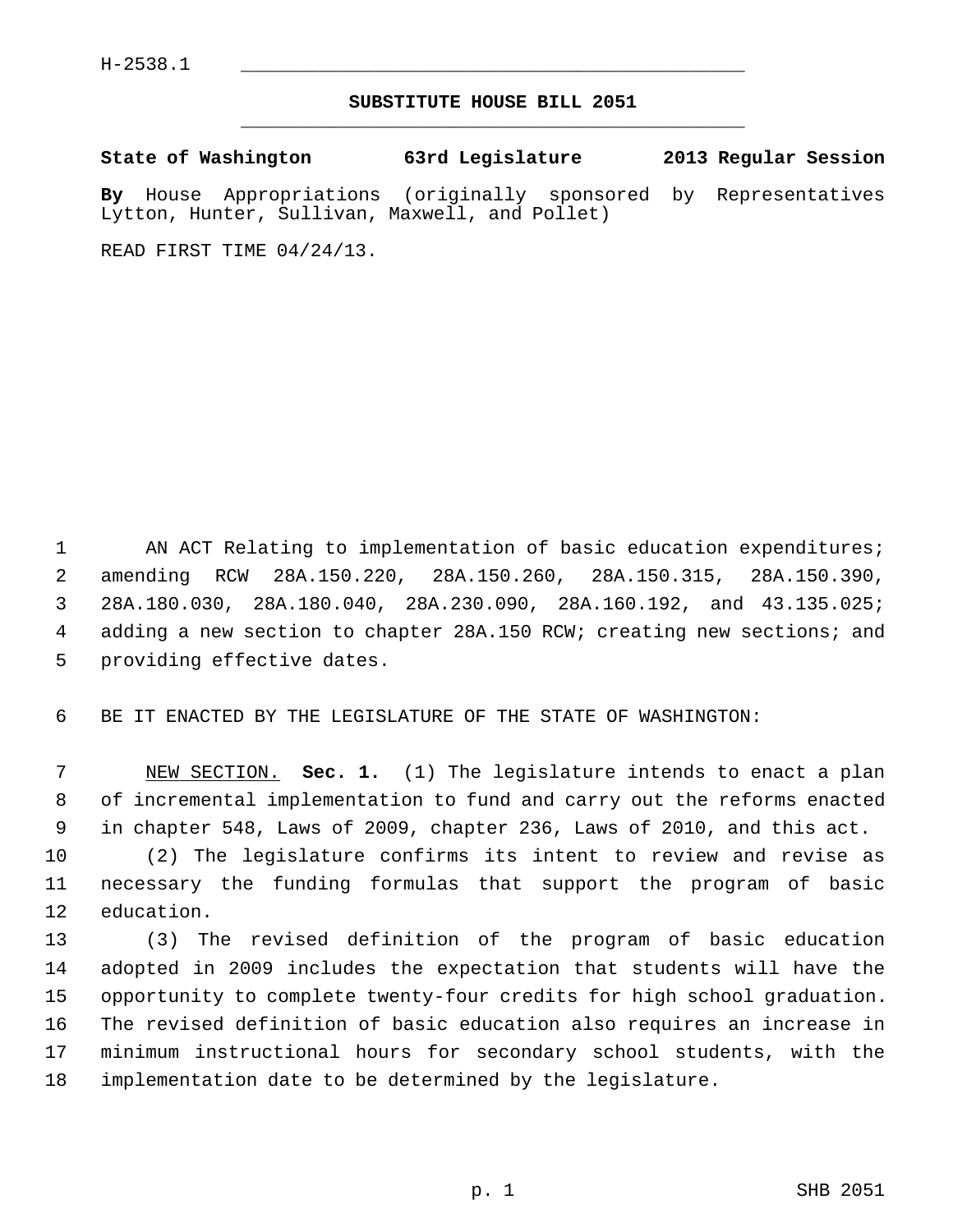H-2538.1

# SUBSTITUTE HOUSE BILL 2051

**State of Washington 63rd Legislature 2013 Regular Session**

**By** House Appropriations (originally sponsored by Representatives Lytton, Hunter, Sullivan, Maxwell, and Pollet)

READ FIRST TIME 04/24/13.

AN ACT Relating to implementation of basic education expenditures; amending RCW 28A.150.220, 28A.150.260, 28A.150.315, 28A.150.390, 28A.180.030, 28A.180.040, 28A.230.090, 28A.160.192, and 43.135.025; adding a new section to chapter 28A.150 RCW; creating new sections; and providing effective dates.

BE IT ENACTED BY THE LEGISLATURE OF THE STATE OF WASHINGTON:

NEW SECTION. **Sec. 1.** (1) The legislature intends to enact a plan of incremental implementation to fund and carry out the reforms enacted in chapter 548, Laws of 2009, chapter 236, Laws of 2010, and this act.

(2) The legislature confirms its intent to review and revise as necessary the funding formulas that support the program of basic education.

(3) The revised definition of the program of basic education adopted in 2009 includes the expectation that students will have the opportunity to complete twenty-four credits for high school graduation. The revised definition of basic education also requires an increase in minimum instructional hours for secondary school students, with the implementation date to be determined by the legislature.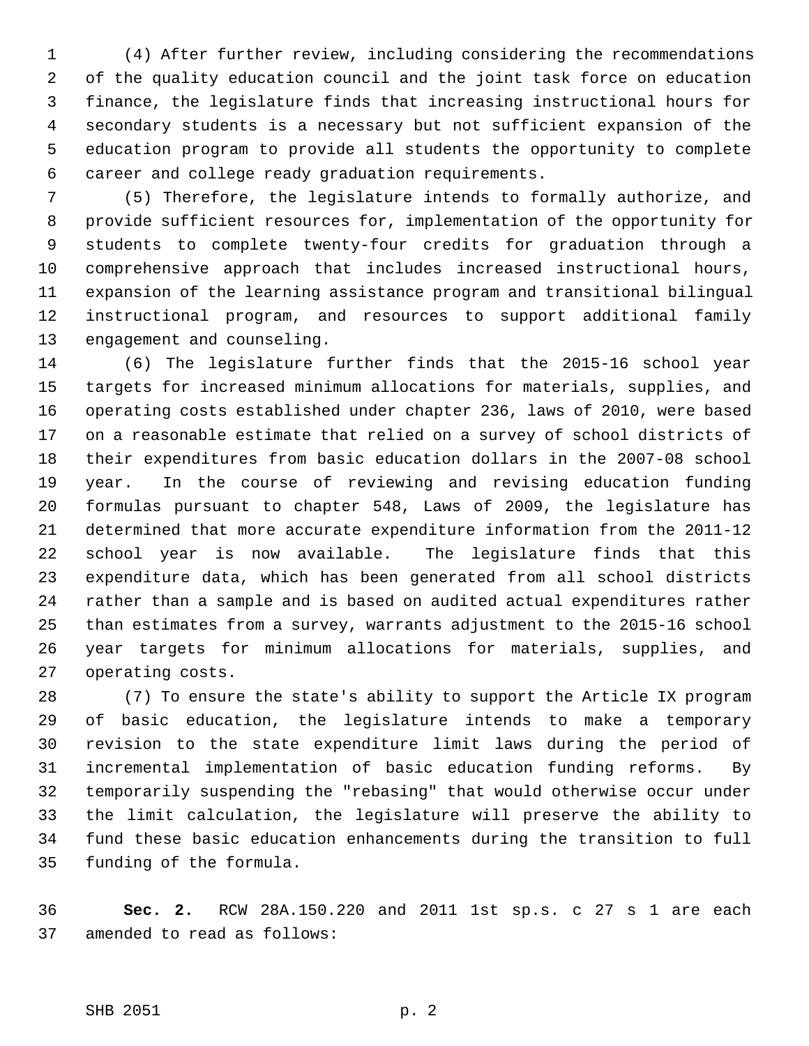(4) After further review, including considering the recommendations of the quality education council and the joint task force on education finance, the legislature finds that increasing instructional hours for secondary students is a necessary but not sufficient expansion of the education program to provide all students the opportunity to complete career and college ready graduation requirements.

(5) Therefore, the legislature intends to formally authorize, and provide sufficient resources for, implementation of the opportunity for students to complete twenty-four credits for graduation through a comprehensive approach that includes increased instructional hours, expansion of the learning assistance program and transitional bilingual instructional program, and resources to support additional family engagement and counseling.

(6) The legislature further finds that the 2015-16 school year targets for increased minimum allocations for materials, supplies, and operating costs established under chapter 236, laws of 2010, were based on a reasonable estimate that relied on a survey of school districts of their expenditures from basic education dollars in the 2007-08 school year. In the course of reviewing and revising education funding formulas pursuant to chapter 548, Laws of 2009, the legislature has determined that more accurate expenditure information from the 2011-12 school year is now available. The legislature finds that this expenditure data, which has been generated from all school districts rather than a sample and is based on audited actual expenditures rather than estimates from a survey, warrants adjustment to the 2015-16 school year targets for minimum allocations for materials, supplies, and operating costs.

(7) To ensure the state's ability to support the Article IX program of basic education, the legislature intends to make a temporary revision to the state expenditure limit laws during the period of incremental implementation of basic education funding reforms. By temporarily suspending the "rebasing" that would otherwise occur under the limit calculation, the legislature will preserve the ability to fund these basic education enhancements during the transition to full funding of the formula.

**Sec. 2.** RCW 28A.150.220 and 2011 1st sp.s. c 27 s 1 are each amended to read as follows: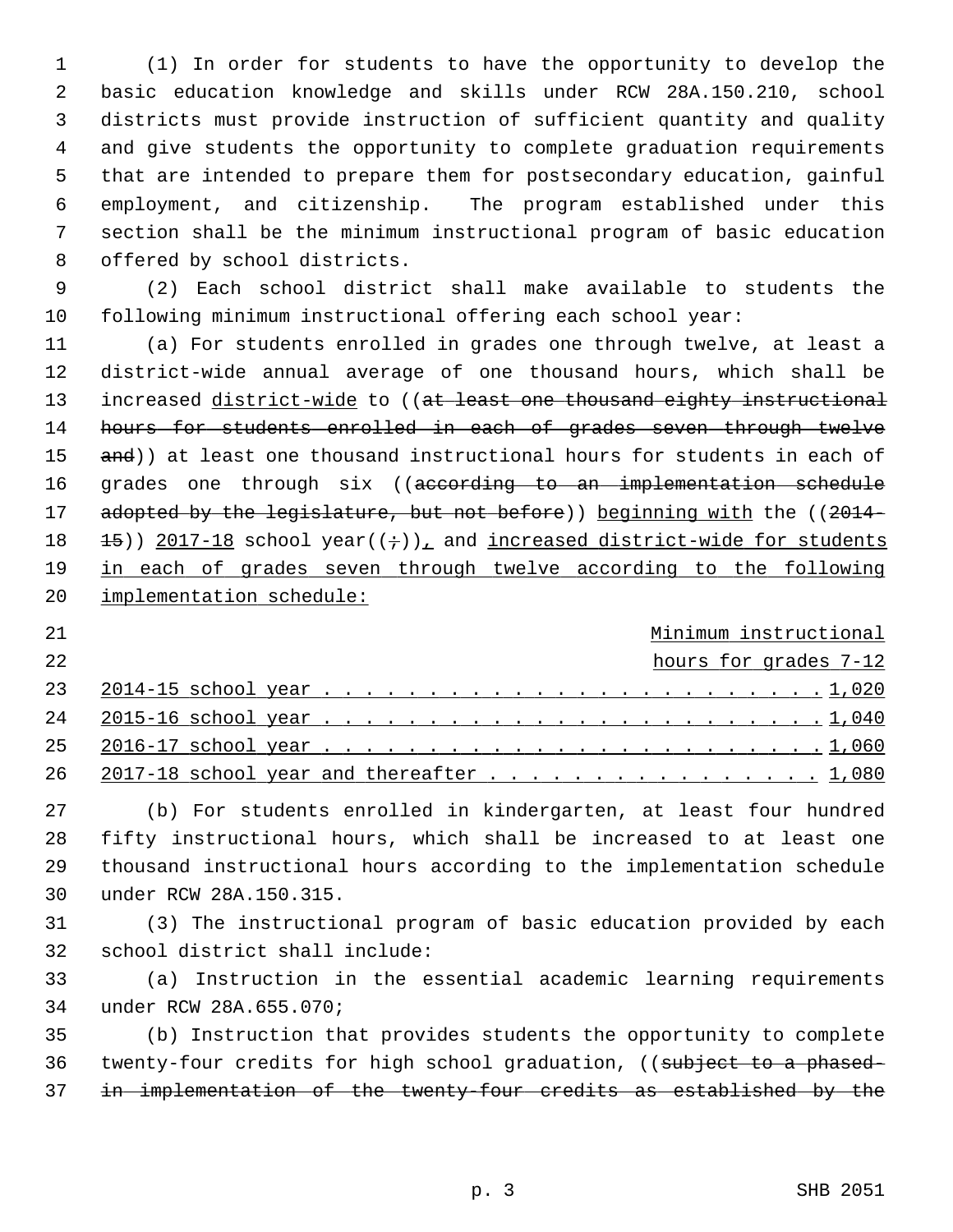(1) In order for students to have the opportunity to develop the basic education knowledge and skills under RCW 28A.150.210, school districts must provide instruction of sufficient quantity and quality and give students the opportunity to complete graduation requirements that are intended to prepare them for postsecondary education, gainful employment, and citizenship. The program established under this section shall be the minimum instructional program of basic education offered by school districts.

(2) Each school district shall make available to students the following minimum instructional offering each school year:

(a) For students enrolled in grades one through twelve, at least a district-wide annual average of one thousand hours, which shall be increased district-wide to ((at least one thousand eighty instructional hours for students enrolled in each of grades seven through twelve and)) at least one thousand instructional hours for students in each of grades one through six ((according to an implementation schedule adopted by the legislature, but not before)) beginning with the ((2014-15)) 2017-18 school year((;)), and increased district-wide for students in each of grades seven through twelve according to the following implementation schedule:

| | Minimum instructional hours for grades 7-12 |
|---|---|
| 2014-15 school year | 1,020 |
| 2015-16 school year | 1,040 |
| 2016-17 school year | 1,060 |
| 2017-18 school year and thereafter | 1,080 |

(b) For students enrolled in kindergarten, at least four hundred fifty instructional hours, which shall be increased to at least one thousand instructional hours according to the implementation schedule under RCW 28A.150.315.

(3) The instructional program of basic education provided by each school district shall include:

(a) Instruction in the essential academic learning requirements under RCW 28A.655.070;

(b) Instruction that provides students the opportunity to complete twenty-four credits for high school graduation, ((subject to a phased-in implementation of the twenty-four credits as established by the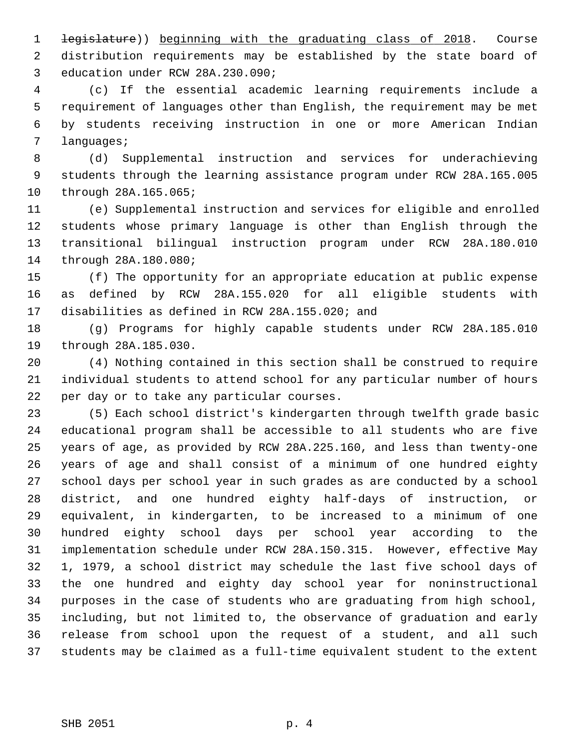~~legislature~~)) beginning with the graduating class of 2018. Course distribution requirements may be established by the state board of education under RCW 28A.230.090;

(c) If the essential academic learning requirements include a requirement of languages other than English, the requirement may be met by students receiving instruction in one or more American Indian languages;

(d) Supplemental instruction and services for underachieving students through the learning assistance program under RCW 28A.165.005 through 28A.165.065;

(e) Supplemental instruction and services for eligible and enrolled students whose primary language is other than English through the transitional bilingual instruction program under RCW 28A.180.010 through 28A.180.080;

(f) The opportunity for an appropriate education at public expense as defined by RCW 28A.155.020 for all eligible students with disabilities as defined in RCW 28A.155.020; and

(g) Programs for highly capable students under RCW 28A.185.010 through 28A.185.030.

(4) Nothing contained in this section shall be construed to require individual students to attend school for any particular number of hours per day or to take any particular courses.

(5) Each school district's kindergarten through twelfth grade basic educational program shall be accessible to all students who are five years of age, as provided by RCW 28A.225.160, and less than twenty-one years of age and shall consist of a minimum of one hundred eighty school days per school year in such grades as are conducted by a school district, and one hundred eighty half-days of instruction, or equivalent, in kindergarten, to be increased to a minimum of one hundred eighty school days per school year according to the implementation schedule under RCW 28A.150.315. However, effective May 1, 1979, a school district may schedule the last five school days of the one hundred and eighty day school year for noninstructional purposes in the case of students who are graduating from high school, including, but not limited to, the observance of graduation and early release from school upon the request of a student, and all such students may be claimed as a full-time equivalent student to the extent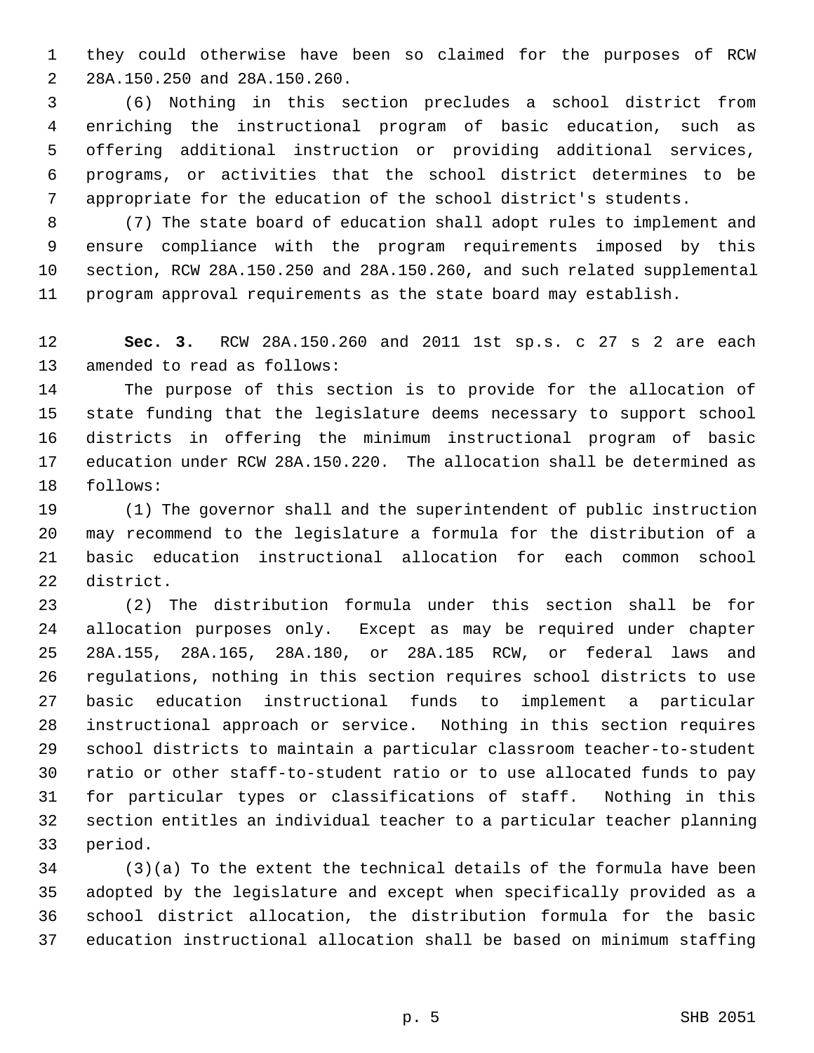they could otherwise have been so claimed for the purposes of RCW 28A.150.250 and 28A.150.260.

(6) Nothing in this section precludes a school district from enriching the instructional program of basic education, such as offering additional instruction or providing additional services, programs, or activities that the school district determines to be appropriate for the education of the school district's students.

(7) The state board of education shall adopt rules to implement and ensure compliance with the program requirements imposed by this section, RCW 28A.150.250 and 28A.150.260, and such related supplemental program approval requirements as the state board may establish.

**Sec. 3.** RCW 28A.150.260 and 2011 1st sp.s. c 27 s 2 are each amended to read as follows:

The purpose of this section is to provide for the allocation of state funding that the legislature deems necessary to support school districts in offering the minimum instructional program of basic education under RCW 28A.150.220. The allocation shall be determined as follows:

(1) The governor shall and the superintendent of public instruction may recommend to the legislature a formula for the distribution of a basic education instructional allocation for each common school district.

(2) The distribution formula under this section shall be for allocation purposes only. Except as may be required under chapter 28A.155, 28A.165, 28A.180, or 28A.185 RCW, or federal laws and regulations, nothing in this section requires school districts to use basic education instructional funds to implement a particular instructional approach or service. Nothing in this section requires school districts to maintain a particular classroom teacher-to-student ratio or other staff-to-student ratio or to use allocated funds to pay for particular types or classifications of staff. Nothing in this section entitles an individual teacher to a particular teacher planning period.

(3)(a) To the extent the technical details of the formula have been adopted by the legislature and except when specifically provided as a school district allocation, the distribution formula for the basic education instructional allocation shall be based on minimum staffing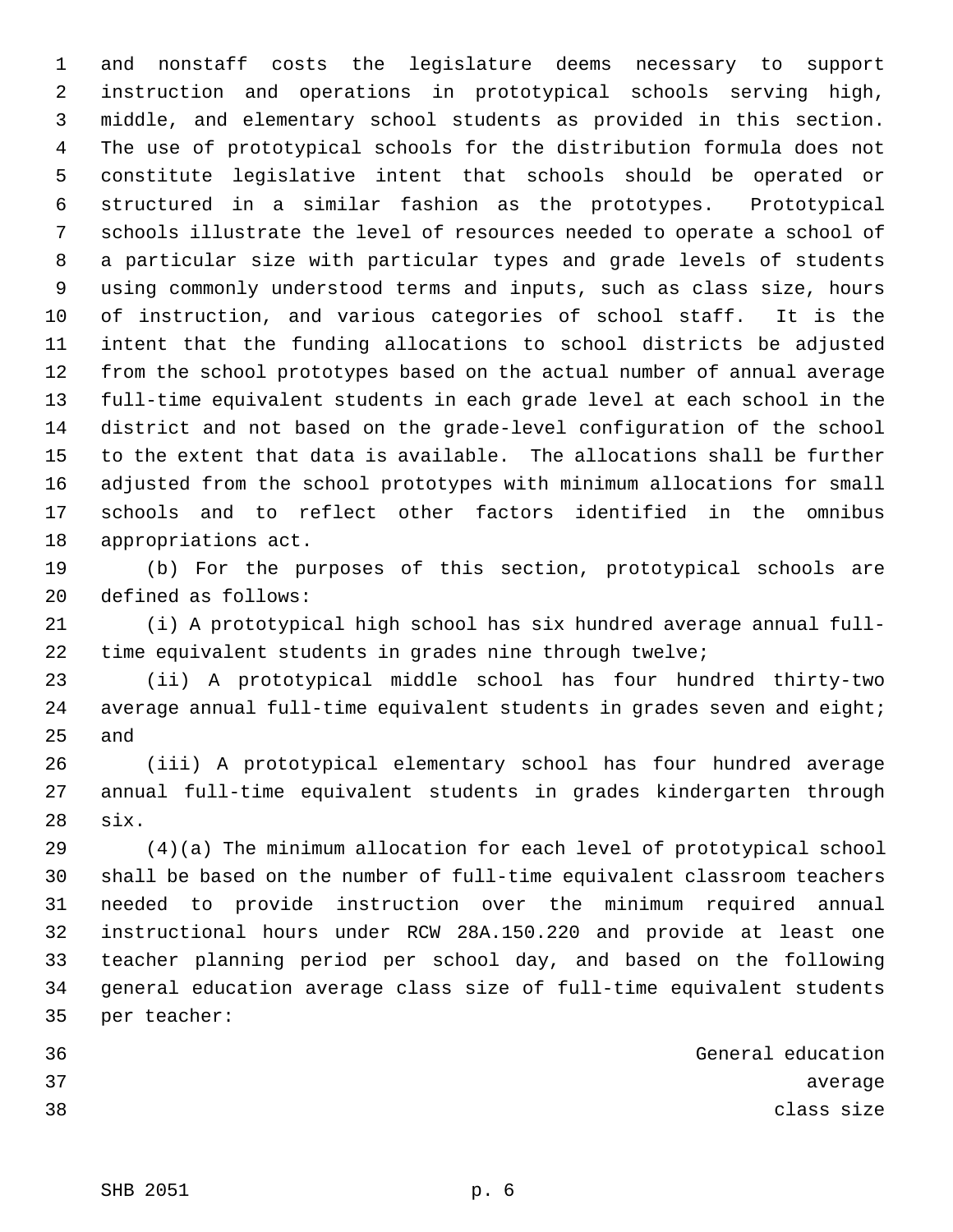and nonstaff costs the legislature deems necessary to support instruction and operations in prototypical schools serving high, middle, and elementary school students as provided in this section. The use of prototypical schools for the distribution formula does not constitute legislative intent that schools should be operated or structured in a similar fashion as the prototypes. Prototypical schools illustrate the level of resources needed to operate a school of a particular size with particular types and grade levels of students using commonly understood terms and inputs, such as class size, hours of instruction, and various categories of school staff. It is the intent that the funding allocations to school districts be adjusted from the school prototypes based on the actual number of annual average full-time equivalent students in each grade level at each school in the district and not based on the grade-level configuration of the school to the extent that data is available. The allocations shall be further adjusted from the school prototypes with minimum allocations for small schools and to reflect other factors identified in the omnibus appropriations act.

(b) For the purposes of this section, prototypical schools are defined as follows:

(i) A prototypical high school has six hundred average annual full-time equivalent students in grades nine through twelve;

(ii) A prototypical middle school has four hundred thirty-two average annual full-time equivalent students in grades seven and eight; and

(iii) A prototypical elementary school has four hundred average annual full-time equivalent students in grades kindergarten through six.

(4)(a) The minimum allocation for each level of prototypical school shall be based on the number of full-time equivalent classroom teachers needed to provide instruction over the minimum required annual instructional hours under RCW 28A.150.220 and provide at least one teacher planning period per school day, and based on the following general education average class size of full-time equivalent students per teacher:

General education
average
class size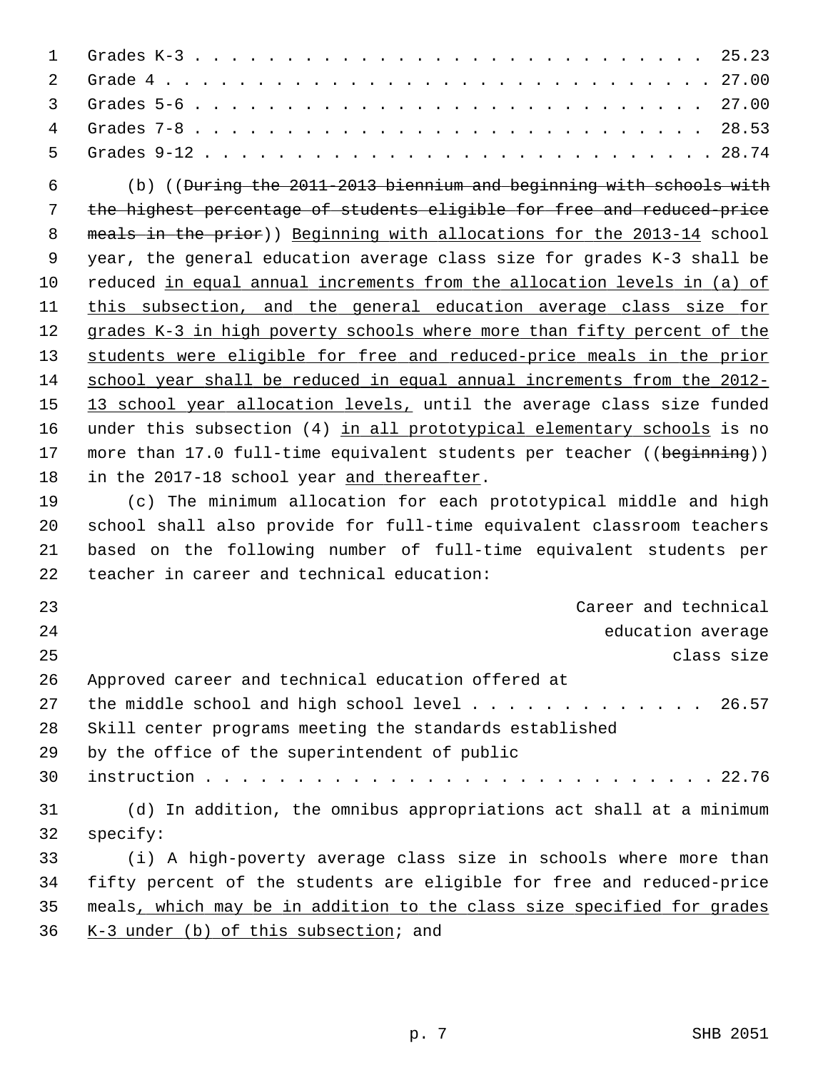| | |
|---|---|
| Grades K-3 | 25.23 |
| Grade 4 | 27.00 |
| Grades 5-6 | 27.00 |
| Grades 7-8 | 28.53 |
| Grades 9-12 | 28.74 |

(b) ((~~During the 2011-2013 biennium and beginning with schools with the highest percentage of students eligible for free and reduced-price meals in the prior~~)) Beginning with allocations for the 2013-14 school year, the general education average class size for grades K-3 shall be reduced in equal annual increments from the allocation levels in (a) of this subsection, and the general education average class size for grades K-3 in high poverty schools where more than fifty percent of the students were eligible for free and reduced-price meals in the prior school year shall be reduced in equal annual increments from the 2012-13 school year allocation levels, until the average class size funded under this subsection (4) in all prototypical elementary schools is no more than 17.0 full-time equivalent students per teacher ((~~beginning~~)) in the 2017-18 school year and thereafter.

(c) The minimum allocation for each prototypical middle and high school shall also provide for full-time equivalent classroom teachers based on the following number of full-time equivalent students per teacher in career and technical education:

| | Career and technical education average class size |
|---|---|
| Approved career and technical education offered at the middle school and high school level | 26.57 |
| Skill center programs meeting the standards established by the office of the superintendent of public instruction | 22.76 |

(d) In addition, the omnibus appropriations act shall at a minimum specify:

(i) A high-poverty average class size in schools where more than fifty percent of the students are eligible for free and reduced-price meals, which may be in addition to the class size specified for grades K-3 under (b) of this subsection; and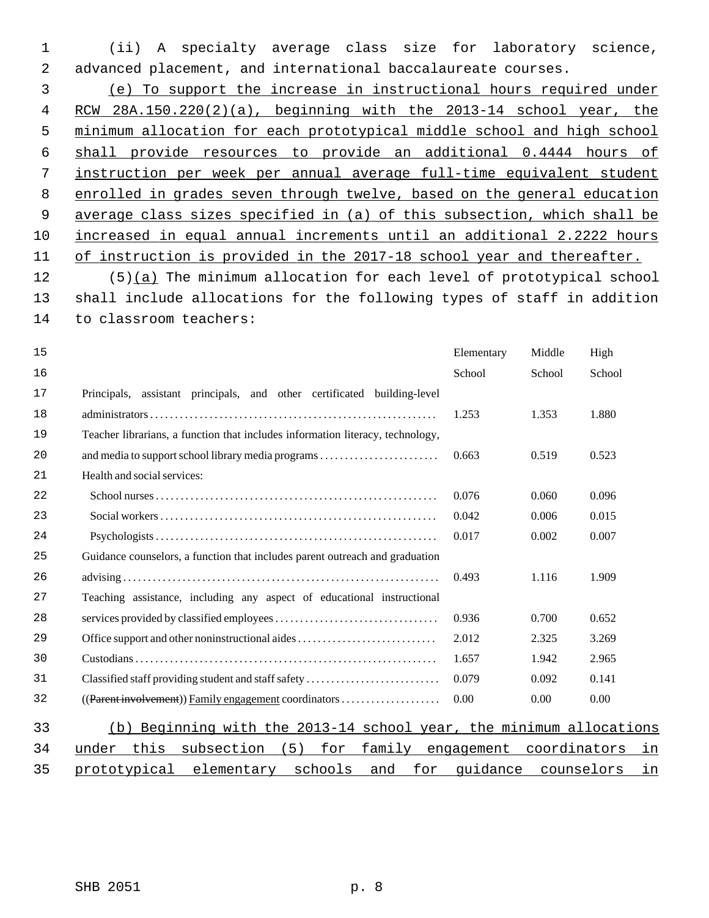(ii) A specialty average class size for laboratory science, advanced placement, and international baccalaureate courses.

(e) To support the increase in instructional hours required under RCW 28A.150.220(2)(a), beginning with the 2013-14 school year, the minimum allocation for each prototypical middle school and high school shall provide resources to provide an additional 0.4444 hours of instruction per week per annual average full-time equivalent student enrolled in grades seven through twelve, based on the general education average class sizes specified in (a) of this subsection, which shall be increased in equal annual increments until an additional 2.2222 hours of instruction is provided in the 2017-18 school year and thereafter.

(5)(a) The minimum allocation for each level of prototypical school shall include allocations for the following types of staff in addition to classroom teachers:

| | Elementary School | Middle School | High School |
|---|---|---|---|
| Principals, assistant principals, and other certificated building-level administrators | 1.253 | 1.353 | 1.880 |
| Teacher librarians, a function that includes information literacy, technology, and media to support school library media programs | 0.663 | 0.519 | 0.523 |
| Health and social services: | | | |
| School nurses | 0.076 | 0.060 | 0.096 |
| Social workers | 0.042 | 0.006 | 0.015 |
| Psychologists | 0.017 | 0.002 | 0.007 |
| Guidance counselors, a function that includes parent outreach and graduation advising | 0.493 | 1.116 | 1.909 |
| Teaching assistance, including any aspect of educational instructional services provided by classified employees | 0.936 | 0.700 | 0.652 |
| Office support and other noninstructional aides | 2.012 | 2.325 | 3.269 |
| Custodians | 1.657 | 1.942 | 2.965 |
| Classified staff providing student and staff safety | 0.079 | 0.092 | 0.141 |
| ((~~Parent involvement~~)) Family engagement coordinators | 0.00 | 0.00 | 0.00 |

(b) Beginning with the 2013-14 school year, the minimum allocations under this subsection (5) for family engagement coordinators in prototypical elementary schools and for guidance counselors in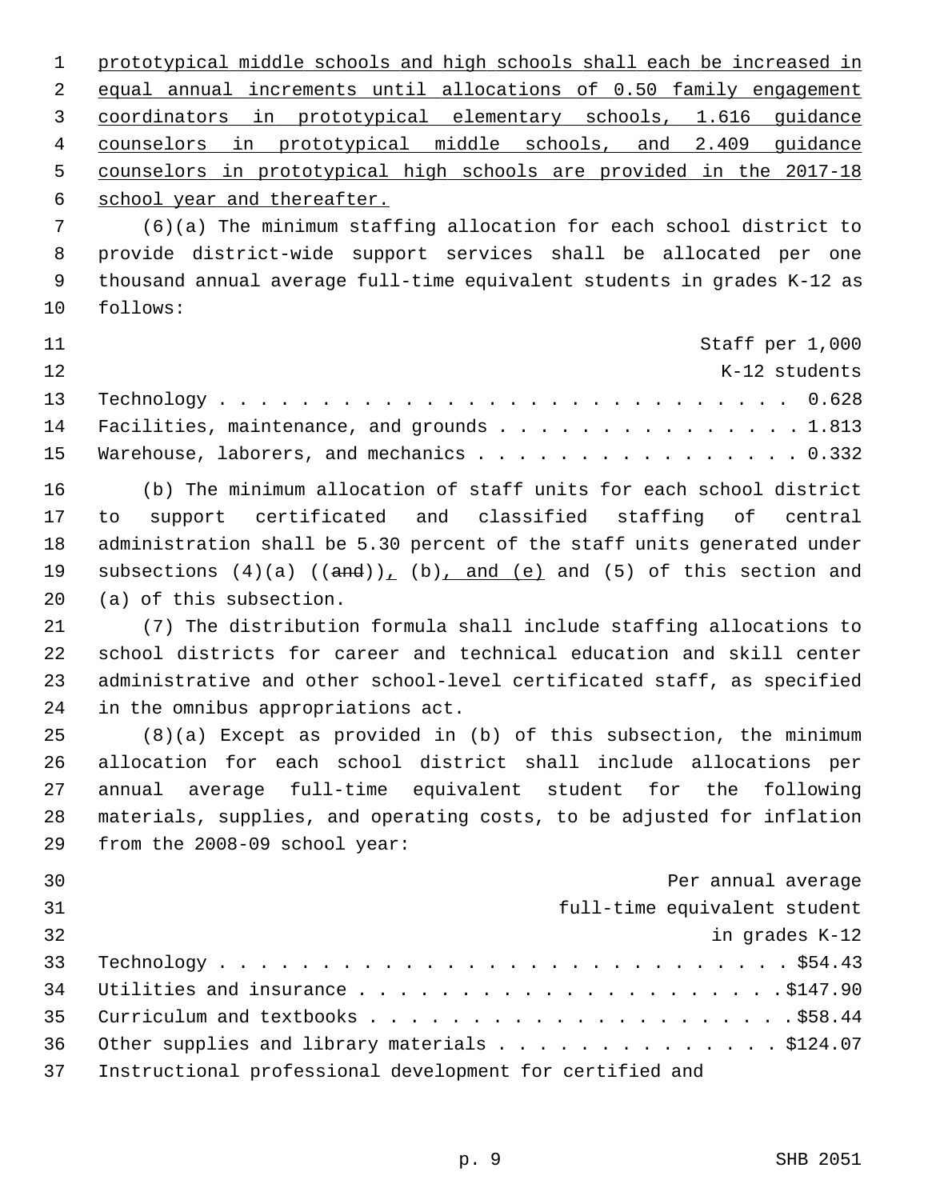prototypical middle schools and high schools shall each be increased in equal annual increments until allocations of 0.50 family engagement coordinators in prototypical elementary schools, 1.616 guidance counselors in prototypical middle schools, and 2.409 guidance counselors in prototypical high schools are provided in the 2017-18 school year and thereafter.

(6)(a) The minimum staffing allocation for each school district to provide district-wide support services shall be allocated per one thousand annual average full-time equivalent students in grades K-12 as follows:

| | Staff per 1,000 K-12 students |
|---|---|
| Technology | 0.628 |
| Facilities, maintenance, and grounds | 1.813 |
| Warehouse, laborers, and mechanics | 0.332 |

(b) The minimum allocation of staff units for each school district to support certificated and classified staffing of central administration shall be 5.30 percent of the staff units generated under subsections (4)(a) ((~~and~~)), (b), and (e) and (5) of this section and (a) of this subsection.

(7) The distribution formula shall include staffing allocations to school districts for career and technical education and skill center administrative and other school-level certificated staff, as specified in the omnibus appropriations act.

(8)(a) Except as provided in (b) of this subsection, the minimum allocation for each school district shall include allocations per annual average full-time equivalent student for the following materials, supplies, and operating costs, to be adjusted for inflation from the 2008-09 school year:

| | Per annual average full-time equivalent student in grades K-12 |
|---|---|
| Technology | $54.43 |
| Utilities and insurance | $147.90 |
| Curriculum and textbooks | $58.44 |
| Other supplies and library materials | $124.07 |
| Instructional professional development for certified and | |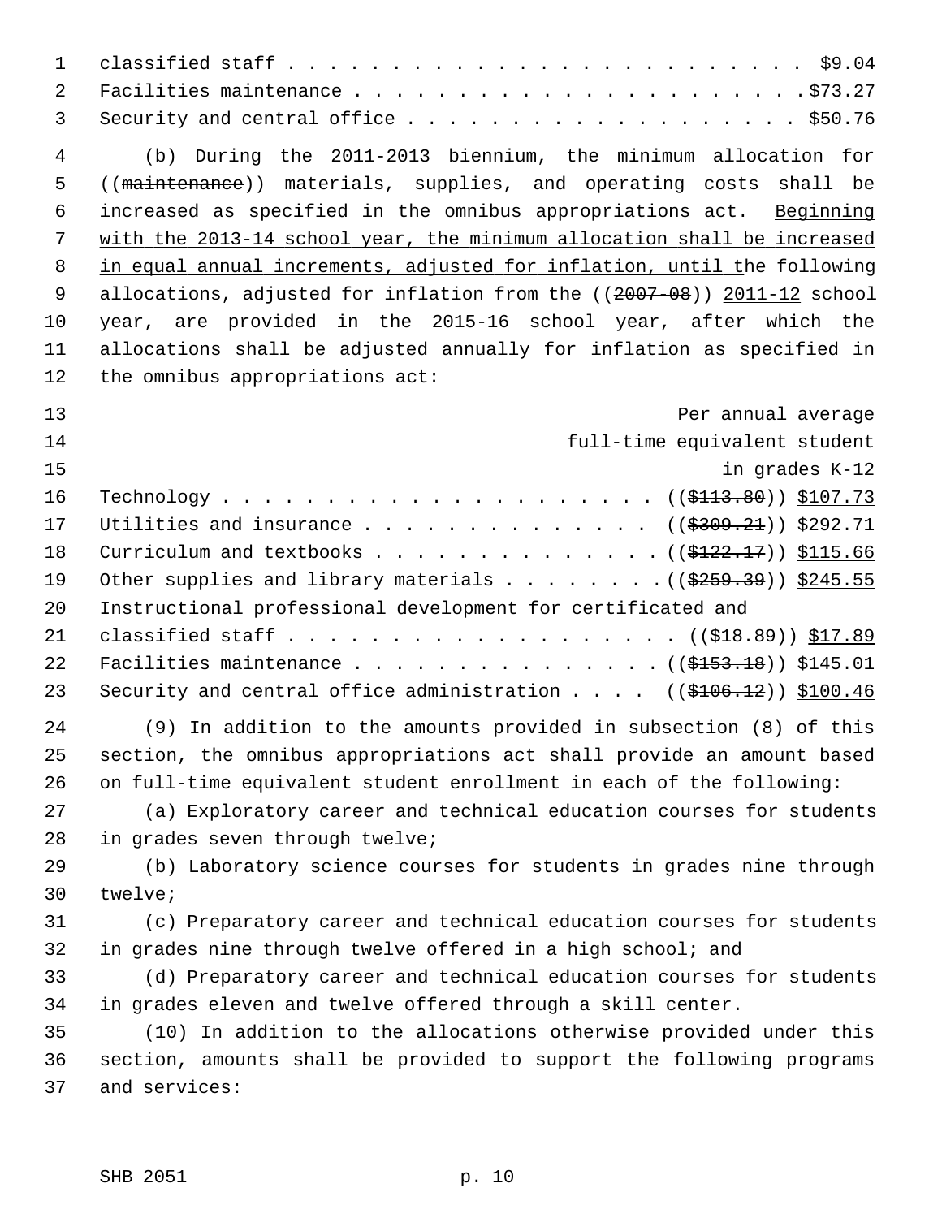classified staff . . . . . . . . . . . . . . . . . . . . . . . . . $9.04
Facilities maintenance . . . . . . . . . . . . . . . . . . . . . . .$73.27
Security and central office . . . . . . . . . . . . . . . . . . . . $50.76

(b) During the 2011-2013 biennium, the minimum allocation for ((~~maintenance~~)) <u>materials</u>, supplies, and operating costs shall be increased as specified in the omnibus appropriations act. <u>Beginning with the 2013-14 school year, the minimum allocation shall be increased in equal annual increments, adjusted for inflation, until t</u>he following allocations, adjusted for inflation from the ((~~2007-08~~)) <u>2011-12</u> school year, are provided in the 2015-16 school year, after which the allocations shall be adjusted annually for inflation as specified in the omnibus appropriations act:

| | Per annual average full-time equivalent student in grades K-12 |
|---|---|
| Technology | ((~~$113.80~~)) <u>$107.73</u> |
| Utilities and insurance | ((~~$309.21~~)) <u>$292.71</u> |
| Curriculum and textbooks | ((~~$122.17~~)) <u>$115.66</u> |
| Other supplies and library materials | ((~~$259.39~~)) <u>$245.55</u> |
| Instructional professional development for certificated and classified staff | ((~~$18.89~~)) <u>$17.89</u> |
| Facilities maintenance | ((~~$153.18~~)) <u>$145.01</u> |
| Security and central office administration | ((~~$106.12~~)) <u>$100.46</u> |

(9) In addition to the amounts provided in subsection (8) of this section, the omnibus appropriations act shall provide an amount based on full-time equivalent student enrollment in each of the following:

(a) Exploratory career and technical education courses for students in grades seven through twelve;

(b) Laboratory science courses for students in grades nine through twelve;

(c) Preparatory career and technical education courses for students in grades nine through twelve offered in a high school; and

(d) Preparatory career and technical education courses for students in grades eleven and twelve offered through a skill center.

(10) In addition to the allocations otherwise provided under this section, amounts shall be provided to support the following programs and services: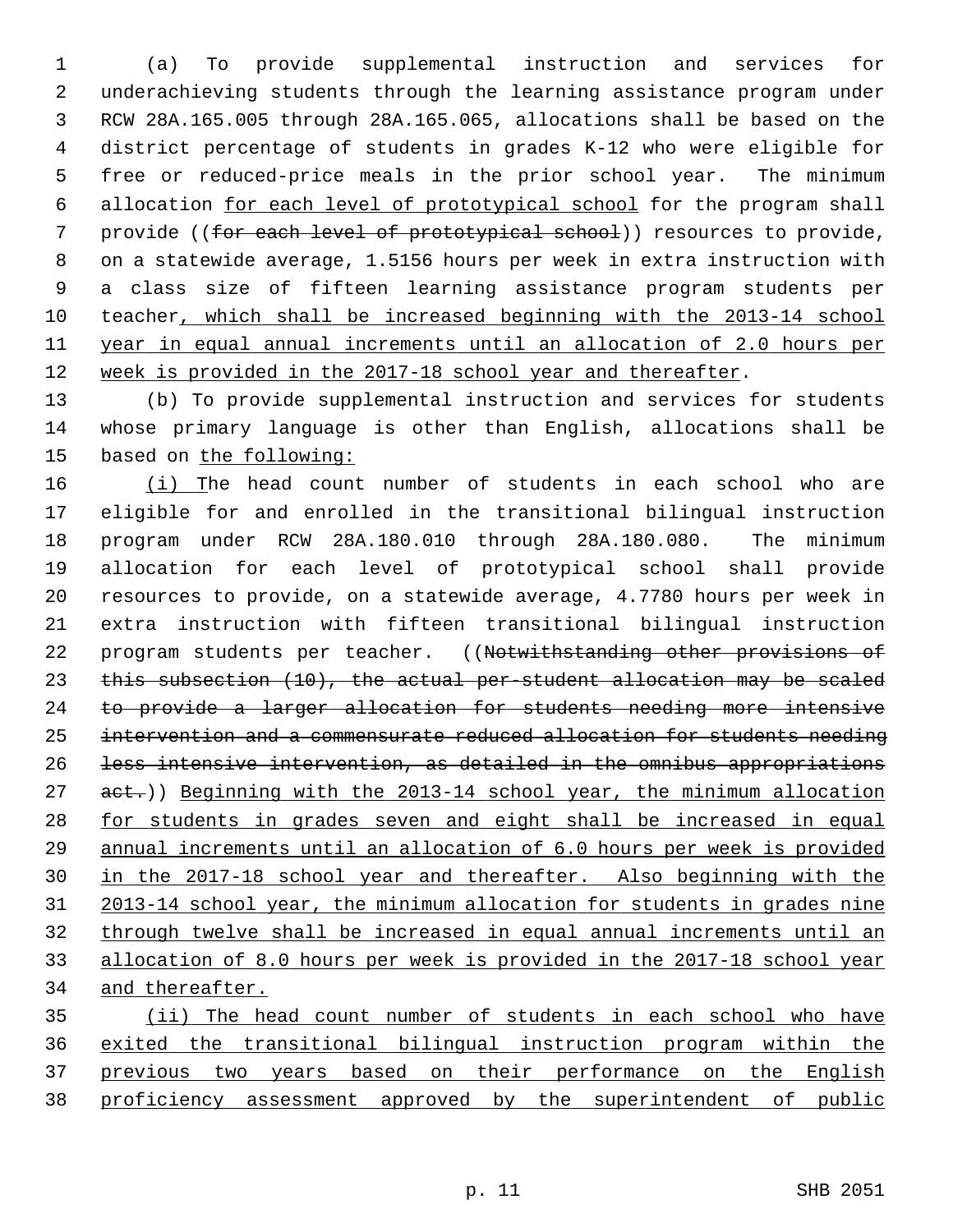(a) To provide supplemental instruction and services for underachieving students through the learning assistance program under RCW 28A.165.005 through 28A.165.065, allocations shall be based on the district percentage of students in grades K-12 who were eligible for free or reduced-price meals in the prior school year. The minimum allocation for each level of prototypical school for the program shall provide ((~~for each level of prototypical school~~)) resources to provide, on a statewide average, 1.5156 hours per week in extra instruction with a class size of fifteen learning assistance program students per teacher, which shall be increased beginning with the 2013-14 school year in equal annual increments until an allocation of 2.0 hours per week is provided in the 2017-18 school year and thereafter.

(b) To provide supplemental instruction and services for students whose primary language is other than English, allocations shall be based on the following:

(i) The head count number of students in each school who are eligible for and enrolled in the transitional bilingual instruction program under RCW 28A.180.010 through 28A.180.080. The minimum allocation for each level of prototypical school shall provide resources to provide, on a statewide average, 4.7780 hours per week in extra instruction with fifteen transitional bilingual instruction program students per teacher. ((~~Notwithstanding other provisions of this subsection (10), the actual per-student allocation may be scaled to provide a larger allocation for students needing more intensive intervention and a commensurate reduced allocation for students needing less intensive intervention, as detailed in the omnibus appropriations act.~~)) Beginning with the 2013-14 school year, the minimum allocation for students in grades seven and eight shall be increased in equal annual increments until an allocation of 6.0 hours per week is provided in the 2017-18 school year and thereafter. Also beginning with the 2013-14 school year, the minimum allocation for students in grades nine through twelve shall be increased in equal annual increments until an allocation of 8.0 hours per week is provided in the 2017-18 school year and thereafter.

(ii) The head count number of students in each school who have exited the transitional bilingual instruction program within the previous two years based on their performance on the English proficiency assessment approved by the superintendent of public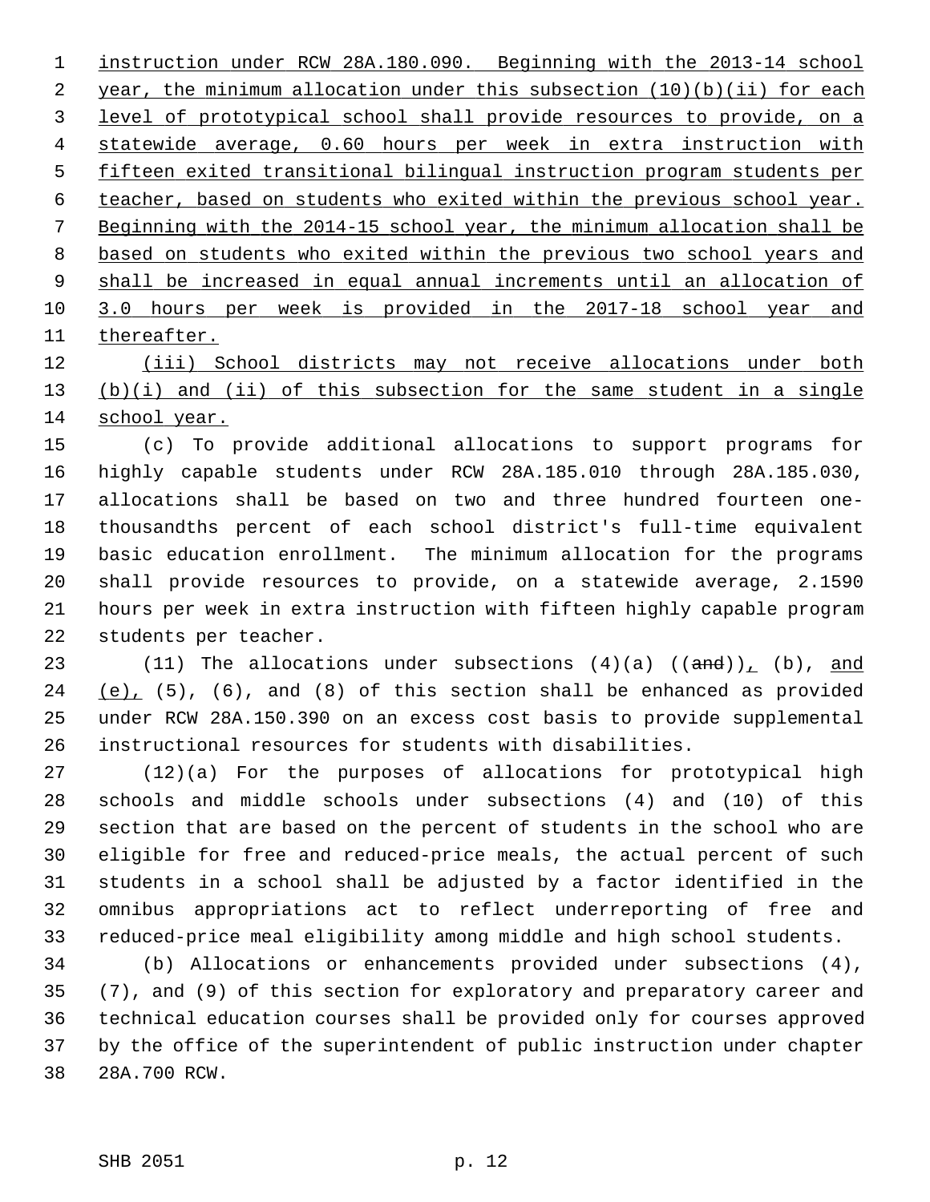instruction under RCW 28A.180.090. Beginning with the 2013-14 school year, the minimum allocation under this subsection (10)(b)(ii) for each level of prototypical school shall provide resources to provide, on a statewide average, 0.60 hours per week in extra instruction with fifteen exited transitional bilingual instruction program students per teacher, based on students who exited within the previous school year. Beginning with the 2014-15 school year, the minimum allocation shall be based on students who exited within the previous two school years and shall be increased in equal annual increments until an allocation of 3.0 hours per week is provided in the 2017-18 school year and thereafter.

(iii) School districts may not receive allocations under both (b)(i) and (ii) of this subsection for the same student in a single school year.

(c) To provide additional allocations to support programs for highly capable students under RCW 28A.185.010 through 28A.185.030, allocations shall be based on two and three hundred fourteen one-thousandths percent of each school district's full-time equivalent basic education enrollment. The minimum allocation for the programs shall provide resources to provide, on a statewide average, 2.1590 hours per week in extra instruction with fifteen highly capable program students per teacher.

(11) The allocations under subsections (4)(a) ((~~and~~)), (b), and (e), (5), (6), and (8) of this section shall be enhanced as provided under RCW 28A.150.390 on an excess cost basis to provide supplemental instructional resources for students with disabilities.

(12)(a) For the purposes of allocations for prototypical high schools and middle schools under subsections (4) and (10) of this section that are based on the percent of students in the school who are eligible for free and reduced-price meals, the actual percent of such students in a school shall be adjusted by a factor identified in the omnibus appropriations act to reflect underreporting of free and reduced-price meal eligibility among middle and high school students.

(b) Allocations or enhancements provided under subsections (4), (7), and (9) of this section for exploratory and preparatory career and technical education courses shall be provided only for courses approved by the office of the superintendent of public instruction under chapter 28A.700 RCW.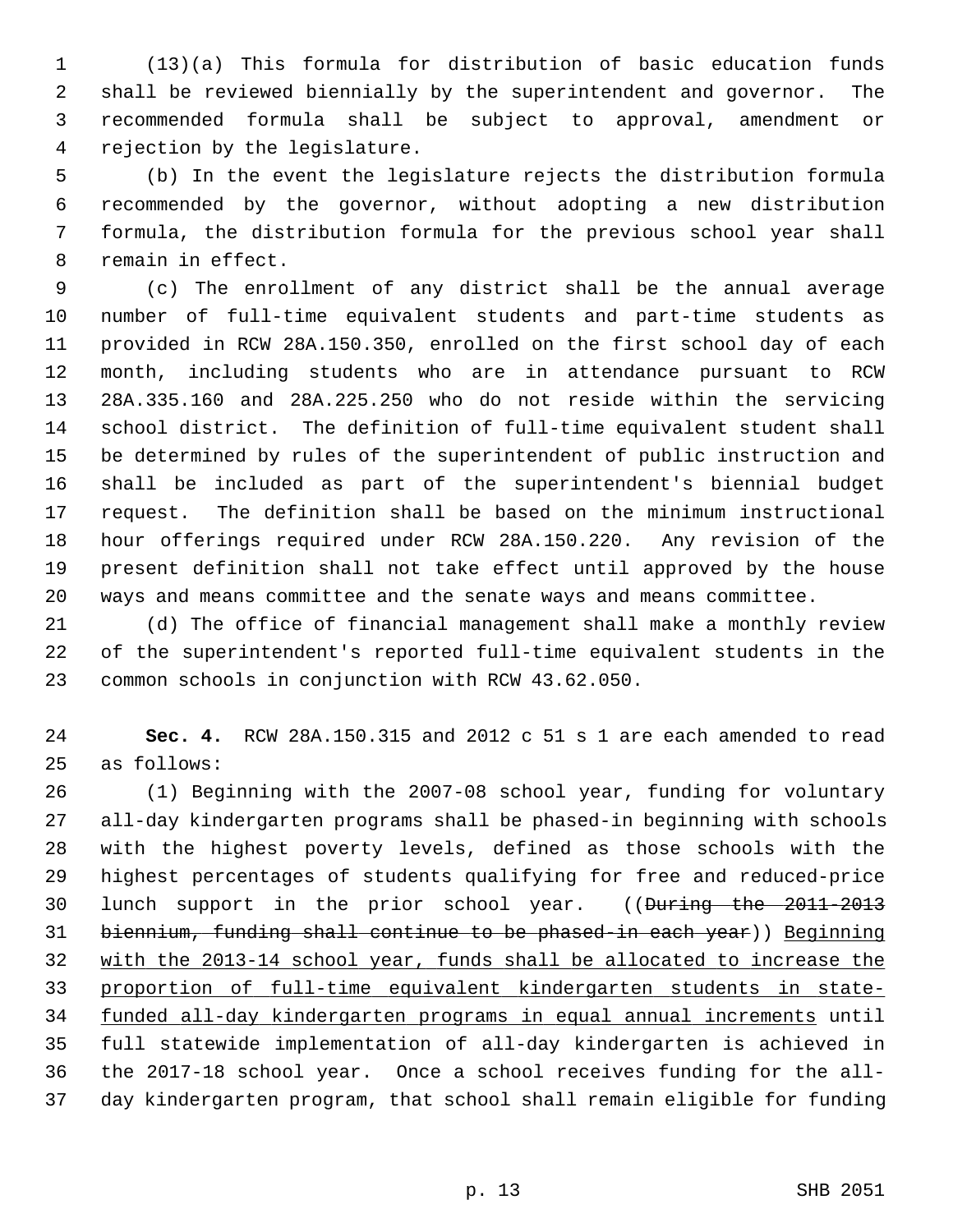(13)(a) This formula for distribution of basic education funds shall be reviewed biennially by the superintendent and governor. The recommended formula shall be subject to approval, amendment or rejection by the legislature.

(b) In the event the legislature rejects the distribution formula recommended by the governor, without adopting a new distribution formula, the distribution formula for the previous school year shall remain in effect.

(c) The enrollment of any district shall be the annual average number of full-time equivalent students and part-time students as provided in RCW 28A.150.350, enrolled on the first school day of each month, including students who are in attendance pursuant to RCW 28A.335.160 and 28A.225.250 who do not reside within the servicing school district. The definition of full-time equivalent student shall be determined by rules of the superintendent of public instruction and shall be included as part of the superintendent's biennial budget request. The definition shall be based on the minimum instructional hour offerings required under RCW 28A.150.220. Any revision of the present definition shall not take effect until approved by the house ways and means committee and the senate ways and means committee.

(d) The office of financial management shall make a monthly review of the superintendent's reported full-time equivalent students in the common schools in conjunction with RCW 43.62.050.

**Sec. 4.** RCW 28A.150.315 and 2012 c 51 s 1 are each amended to read as follows:

(1) Beginning with the 2007-08 school year, funding for voluntary all-day kindergarten programs shall be phased-in beginning with schools with the highest poverty levels, defined as those schools with the highest percentages of students qualifying for free and reduced-price lunch support in the prior school year. ((~~During the 2011-2013 biennium, funding shall continue to be phased-in each year~~)) <u>Beginning with the 2013-14 school year, funds shall be allocated to increase the proportion of full-time equivalent kindergarten students in state-funded all-day kindergarten programs in equal annual increments</u> until full statewide implementation of all-day kindergarten is achieved in the 2017-18 school year. Once a school receives funding for the all-day kindergarten program, that school shall remain eligible for funding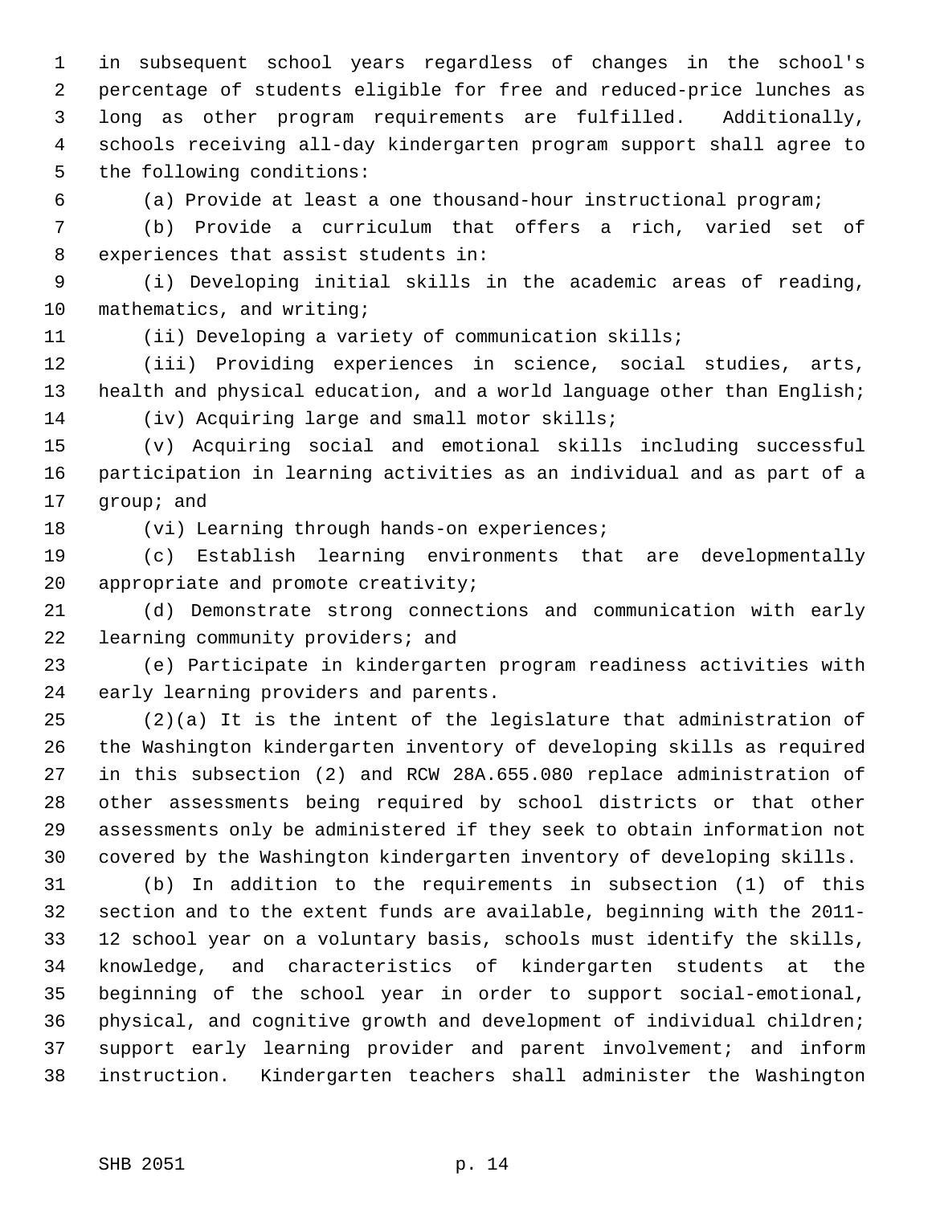in subsequent school years regardless of changes in the school's percentage of students eligible for free and reduced-price lunches as long as other program requirements are fulfilled. Additionally, schools receiving all-day kindergarten program support shall agree to the following conditions:

(a) Provide at least a one thousand-hour instructional program;

(b) Provide a curriculum that offers a rich, varied set of experiences that assist students in:

(i) Developing initial skills in the academic areas of reading, mathematics, and writing;

(ii) Developing a variety of communication skills;

(iii) Providing experiences in science, social studies, arts, health and physical education, and a world language other than English;

(iv) Acquiring large and small motor skills;

(v) Acquiring social and emotional skills including successful participation in learning activities as an individual and as part of a group; and

(vi) Learning through hands-on experiences;

(c) Establish learning environments that are developmentally appropriate and promote creativity;

(d) Demonstrate strong connections and communication with early learning community providers; and

(e) Participate in kindergarten program readiness activities with early learning providers and parents.

(2)(a) It is the intent of the legislature that administration of the Washington kindergarten inventory of developing skills as required in this subsection (2) and RCW 28A.655.080 replace administration of other assessments being required by school districts or that other assessments only be administered if they seek to obtain information not covered by the Washington kindergarten inventory of developing skills.

(b) In addition to the requirements in subsection (1) of this section and to the extent funds are available, beginning with the 2011-12 school year on a voluntary basis, schools must identify the skills, knowledge, and characteristics of kindergarten students at the beginning of the school year in order to support social-emotional, physical, and cognitive growth and development of individual children; support early learning provider and parent involvement; and inform instruction. Kindergarten teachers shall administer the Washington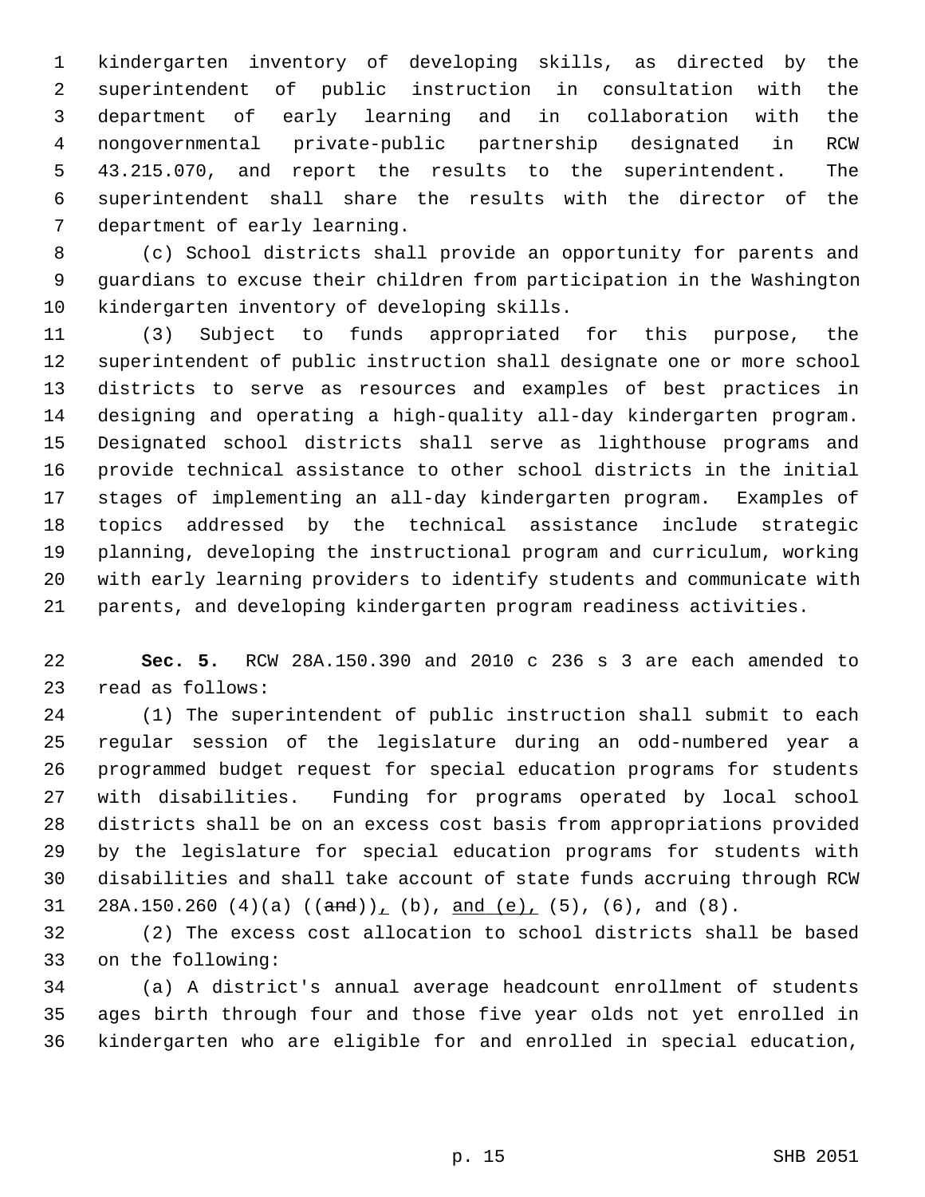kindergarten inventory of developing skills, as directed by the superintendent of public instruction in consultation with the department of early learning and in collaboration with the nongovernmental private-public partnership designated in RCW 43.215.070, and report the results to the superintendent. The superintendent shall share the results with the director of the department of early learning.

(c) School districts shall provide an opportunity for parents and guardians to excuse their children from participation in the Washington kindergarten inventory of developing skills.

(3) Subject to funds appropriated for this purpose, the superintendent of public instruction shall designate one or more school districts to serve as resources and examples of best practices in designing and operating a high-quality all-day kindergarten program. Designated school districts shall serve as lighthouse programs and provide technical assistance to other school districts in the initial stages of implementing an all-day kindergarten program. Examples of topics addressed by the technical assistance include strategic planning, developing the instructional program and curriculum, working with early learning providers to identify students and communicate with parents, and developing kindergarten program readiness activities.

**Sec. 5.** RCW 28A.150.390 and 2010 c 236 s 3 are each amended to read as follows:

(1) The superintendent of public instruction shall submit to each regular session of the legislature during an odd-numbered year a programmed budget request for special education programs for students with disabilities. Funding for programs operated by local school districts shall be on an excess cost basis from appropriations provided by the legislature for special education programs for students with disabilities and shall take account of state funds accruing through RCW 28A.150.260 (4)(a) ((~~and~~))<u>,</u> (b), <u>and (e),</u> (5), (6), and (8).

(2) The excess cost allocation to school districts shall be based on the following:

(a) A district's annual average headcount enrollment of students ages birth through four and those five year olds not yet enrolled in kindergarten who are eligible for and enrolled in special education,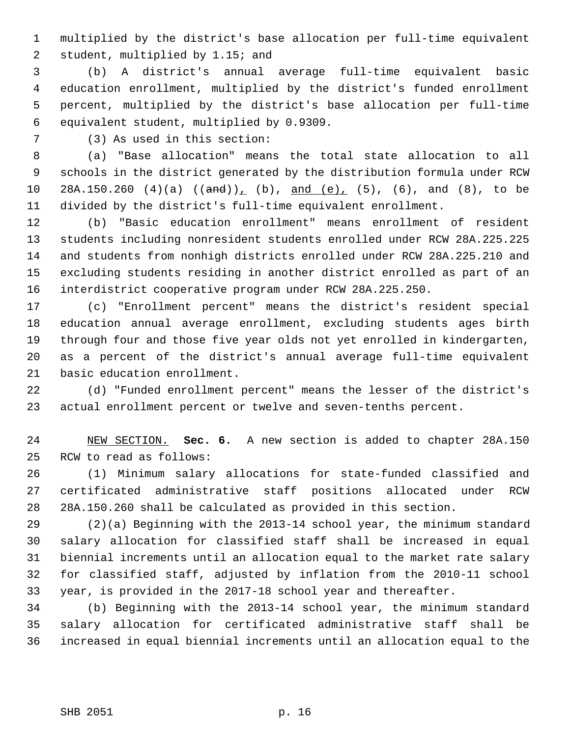multiplied by the district's base allocation per full-time equivalent student, multiplied by 1.15; and

(b) A district's annual average full-time equivalent basic education enrollment, multiplied by the district's funded enrollment percent, multiplied by the district's base allocation per full-time equivalent student, multiplied by 0.9309.

(3) As used in this section:

(a) "Base allocation" means the total state allocation to all schools in the district generated by the distribution formula under RCW 28A.150.260 (4)(a) ((~~and~~)), (b), and (e), (5), (6), and (8), to be divided by the district's full-time equivalent enrollment.

(b) "Basic education enrollment" means enrollment of resident students including nonresident students enrolled under RCW 28A.225.225 and students from nonhigh districts enrolled under RCW 28A.225.210 and excluding students residing in another district enrolled as part of an interdistrict cooperative program under RCW 28A.225.250.

(c) "Enrollment percent" means the district's resident special education annual average enrollment, excluding students ages birth through four and those five year olds not yet enrolled in kindergarten, as a percent of the district's annual average full-time equivalent basic education enrollment.

(d) "Funded enrollment percent" means the lesser of the district's actual enrollment percent or twelve and seven-tenths percent.

NEW SECTION. **Sec. 6.** A new section is added to chapter 28A.150 RCW to read as follows:

(1) Minimum salary allocations for state-funded classified and certificated administrative staff positions allocated under RCW 28A.150.260 shall be calculated as provided in this section.

(2)(a) Beginning with the 2013-14 school year, the minimum standard salary allocation for classified staff shall be increased in equal biennial increments until an allocation equal to the market rate salary for classified staff, adjusted by inflation from the 2010-11 school year, is provided in the 2017-18 school year and thereafter.

(b) Beginning with the 2013-14 school year, the minimum standard salary allocation for certificated administrative staff shall be increased in equal biennial increments until an allocation equal to the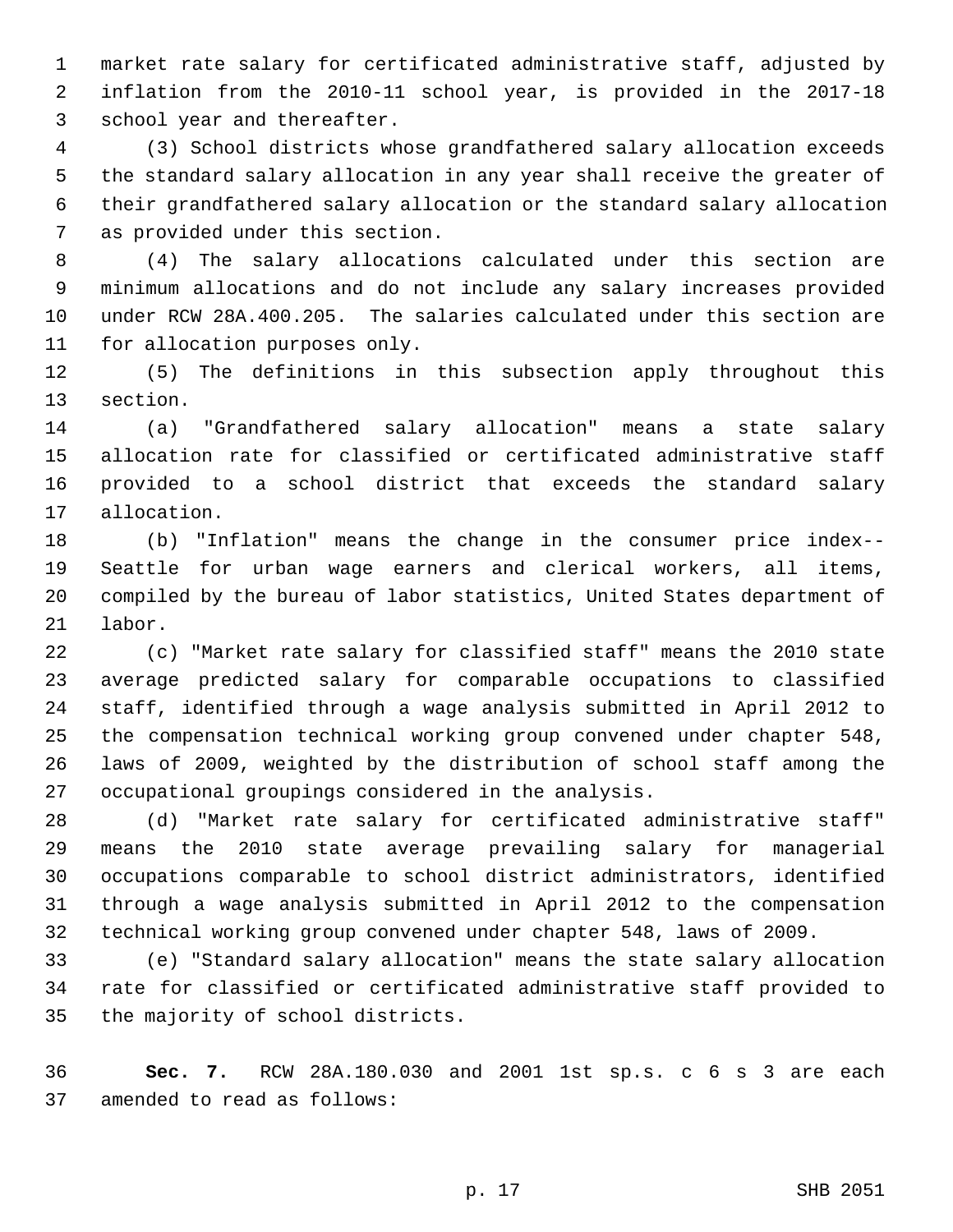market rate salary for certificated administrative staff, adjusted by inflation from the 2010-11 school year, is provided in the 2017-18 school year and thereafter.

(3) School districts whose grandfathered salary allocation exceeds the standard salary allocation in any year shall receive the greater of their grandfathered salary allocation or the standard salary allocation as provided under this section.

(4) The salary allocations calculated under this section are minimum allocations and do not include any salary increases provided under RCW 28A.400.205. The salaries calculated under this section are for allocation purposes only.

(5) The definitions in this subsection apply throughout this section.

(a) "Grandfathered salary allocation" means a state salary allocation rate for classified or certificated administrative staff provided to a school district that exceeds the standard salary allocation.

(b) "Inflation" means the change in the consumer price index--Seattle for urban wage earners and clerical workers, all items, compiled by the bureau of labor statistics, United States department of labor.

(c) "Market rate salary for classified staff" means the 2010 state average predicted salary for comparable occupations to classified staff, identified through a wage analysis submitted in April 2012 to the compensation technical working group convened under chapter 548, laws of 2009, weighted by the distribution of school staff among the occupational groupings considered in the analysis.

(d) "Market rate salary for certificated administrative staff" means the 2010 state average prevailing salary for managerial occupations comparable to school district administrators, identified through a wage analysis submitted in April 2012 to the compensation technical working group convened under chapter 548, laws of 2009.

(e) "Standard salary allocation" means the state salary allocation rate for classified or certificated administrative staff provided to the majority of school districts.

**Sec. 7.** RCW 28A.180.030 and 2001 1st sp.s. c 6 s 3 are each amended to read as follows: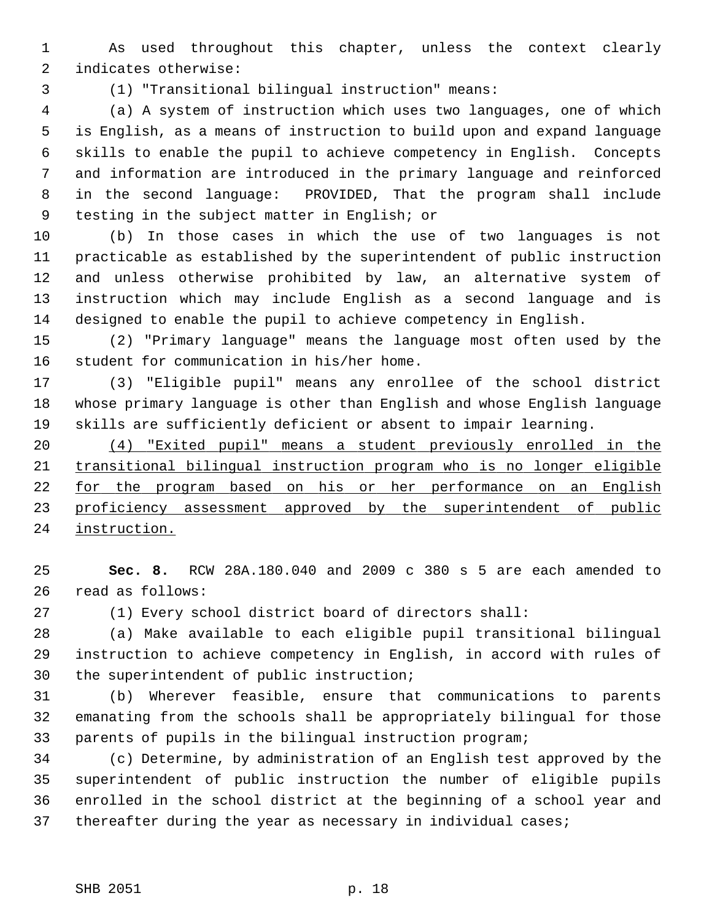As used throughout this chapter, unless the context clearly indicates otherwise:

(1) "Transitional bilingual instruction" means:

(a) A system of instruction which uses two languages, one of which is English, as a means of instruction to build upon and expand language skills to enable the pupil to achieve competency in English. Concepts and information are introduced in the primary language and reinforced in the second language: PROVIDED, That the program shall include testing in the subject matter in English; or

(b) In those cases in which the use of two languages is not practicable as established by the superintendent of public instruction and unless otherwise prohibited by law, an alternative system of instruction which may include English as a second language and is designed to enable the pupil to achieve competency in English.

(2) "Primary language" means the language most often used by the student for communication in his/her home.

(3) "Eligible pupil" means any enrollee of the school district whose primary language is other than English and whose English language skills are sufficiently deficient or absent to impair learning.

<u>(4) "Exited pupil" means a student previously enrolled in the transitional bilingual instruction program who is no longer eligible for the program based on his or her performance on an English proficiency assessment approved by the superintendent of public instruction.</u>

**Sec. 8.** RCW 28A.180.040 and 2009 c 380 s 5 are each amended to read as follows:

(1) Every school district board of directors shall:

(a) Make available to each eligible pupil transitional bilingual instruction to achieve competency in English, in accord with rules of the superintendent of public instruction;

(b) Wherever feasible, ensure that communications to parents emanating from the schools shall be appropriately bilingual for those parents of pupils in the bilingual instruction program;

(c) Determine, by administration of an English test approved by the superintendent of public instruction the number of eligible pupils enrolled in the school district at the beginning of a school year and thereafter during the year as necessary in individual cases;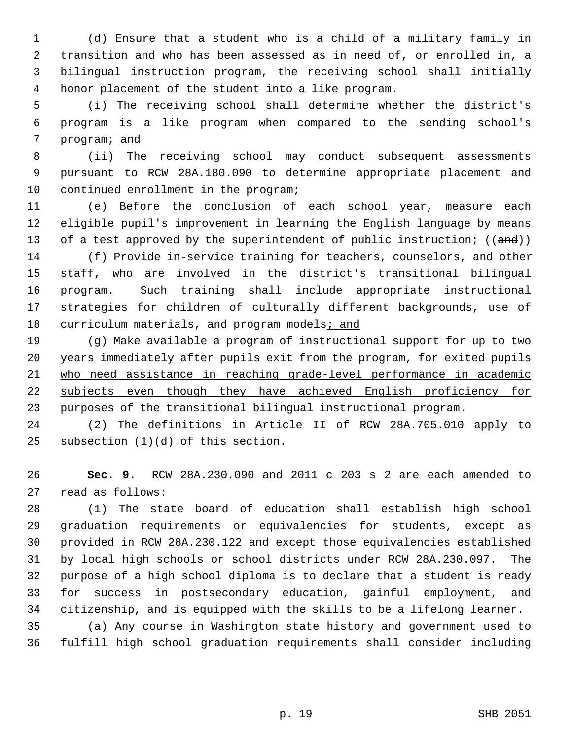(d) Ensure that a student who is a child of a military family in transition and who has been assessed as in need of, or enrolled in, a bilingual instruction program, the receiving school shall initially honor placement of the student into a like program.

(i) The receiving school shall determine whether the district's program is a like program when compared to the sending school's program; and

(ii) The receiving school may conduct subsequent assessments pursuant to RCW 28A.180.090 to determine appropriate placement and continued enrollment in the program;

(e) Before the conclusion of each school year, measure each eligible pupil's improvement in learning the English language by means of a test approved by the superintendent of public instruction; ((~~and~~))

(f) Provide in-service training for teachers, counselors, and other staff, who are involved in the district's transitional bilingual program. Such training shall include appropriate instructional strategies for children of culturally different backgrounds, use of curriculum materials, and program models<u>; and</u>

<u>(g) Make available a program of instructional support for up to two years immediately after pupils exit from the program, for exited pupils who need assistance in reaching grade-level performance in academic subjects even though they have achieved English proficiency for purposes of the transitional bilingual instructional program</u>.

(2) The definitions in Article II of RCW 28A.705.010 apply to subsection (1)(d) of this section.

**Sec. 9.** RCW 28A.230.090 and 2011 c 203 s 2 are each amended to read as follows:

(1) The state board of education shall establish high school graduation requirements or equivalencies for students, except as provided in RCW 28A.230.122 and except those equivalencies established by local high schools or school districts under RCW 28A.230.097. The purpose of a high school diploma is to declare that a student is ready for success in postsecondary education, gainful employment, and citizenship, and is equipped with the skills to be a lifelong learner.

(a) Any course in Washington state history and government used to fulfill high school graduation requirements shall consider including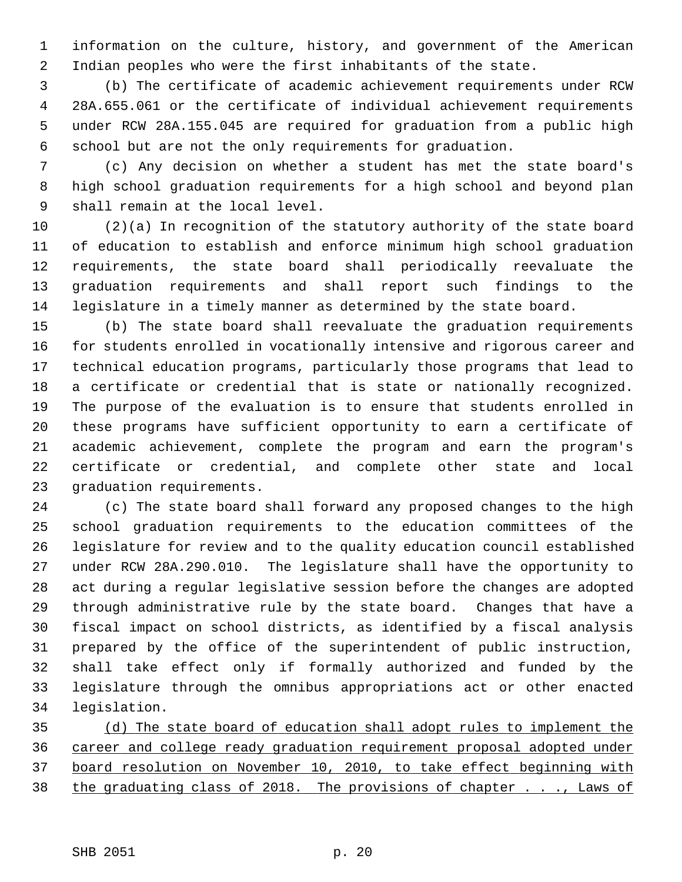information on the culture, history, and government of the American Indian peoples who were the first inhabitants of the state.

(b) The certificate of academic achievement requirements under RCW 28A.655.061 or the certificate of individual achievement requirements under RCW 28A.155.045 are required for graduation from a public high school but are not the only requirements for graduation.

(c) Any decision on whether a student has met the state board's high school graduation requirements for a high school and beyond plan shall remain at the local level.

(2)(a) In recognition of the statutory authority of the state board of education to establish and enforce minimum high school graduation requirements, the state board shall periodically reevaluate the graduation requirements and shall report such findings to the legislature in a timely manner as determined by the state board.

(b) The state board shall reevaluate the graduation requirements for students enrolled in vocationally intensive and rigorous career and technical education programs, particularly those programs that lead to a certificate or credential that is state or nationally recognized. The purpose of the evaluation is to ensure that students enrolled in these programs have sufficient opportunity to earn a certificate of academic achievement, complete the program and earn the program's certificate or credential, and complete other state and local graduation requirements.

(c) The state board shall forward any proposed changes to the high school graduation requirements to the education committees of the legislature for review and to the quality education council established under RCW 28A.290.010. The legislature shall have the opportunity to act during a regular legislative session before the changes are adopted through administrative rule by the state board. Changes that have a fiscal impact on school districts, as identified by a fiscal analysis prepared by the office of the superintendent of public instruction, shall take effect only if formally authorized and funded by the legislature through the omnibus appropriations act or other enacted legislation.

<u>(d) The state board of education shall adopt rules to implement the career and college ready graduation requirement proposal adopted under board resolution on November 10, 2010, to take effect beginning with the graduating class of 2018. The provisions of chapter . . ., Laws of</u>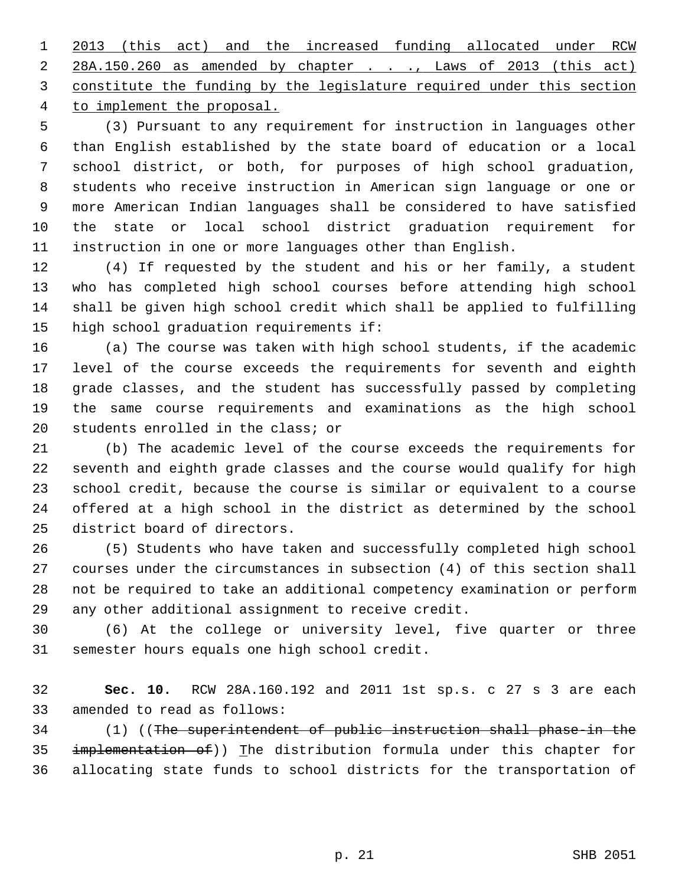2013 (this act) and the increased funding allocated under RCW 28A.150.260 as amended by chapter . . ., Laws of 2013 (this act) constitute the funding by the legislature required under this section to implement the proposal.

(3) Pursuant to any requirement for instruction in languages other than English established by the state board of education or a local school district, or both, for purposes of high school graduation, students who receive instruction in American sign language or one or more American Indian languages shall be considered to have satisfied the state or local school district graduation requirement for instruction in one or more languages other than English.

(4) If requested by the student and his or her family, a student who has completed high school courses before attending high school shall be given high school credit which shall be applied to fulfilling high school graduation requirements if:

(a) The course was taken with high school students, if the academic level of the course exceeds the requirements for seventh and eighth grade classes, and the student has successfully passed by completing the same course requirements and examinations as the high school students enrolled in the class; or

(b) The academic level of the course exceeds the requirements for seventh and eighth grade classes and the course would qualify for high school credit, because the course is similar or equivalent to a course offered at a high school in the district as determined by the school district board of directors.

(5) Students who have taken and successfully completed high school courses under the circumstances in subsection (4) of this section shall not be required to take an additional competency examination or perform any other additional assignment to receive credit.

(6) At the college or university level, five quarter or three semester hours equals one high school credit.

**Sec. 10.** RCW 28A.160.192 and 2011 1st sp.s. c 27 s 3 are each amended to read as follows:

(1) ((~~The superintendent of public instruction shall phase-in the implementation of~~)) The distribution formula under this chapter for allocating state funds to school districts for the transportation of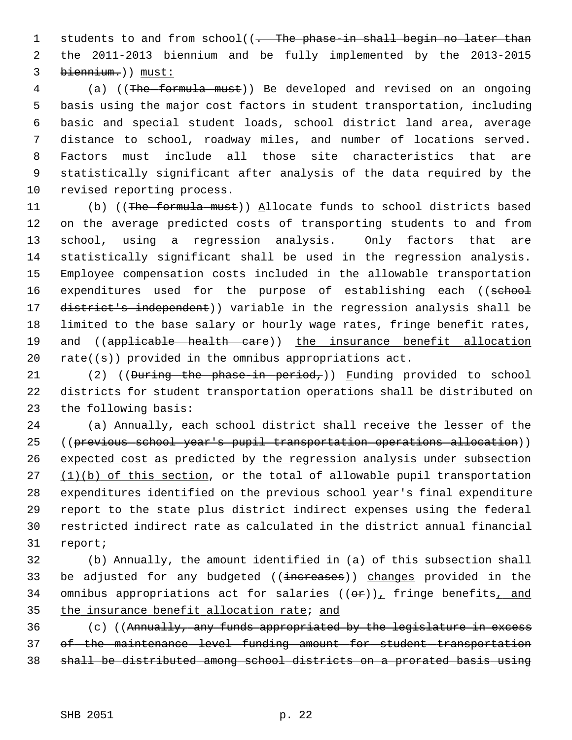students to and from school((. The phase-in shall begin no later than the 2011-2013 biennium and be fully implemented by the 2013-2015 biennium.)) must:

(a) ((The formula must)) Be developed and revised on an ongoing basis using the major cost factors in student transportation, including basic and special student loads, school district land area, average distance to school, roadway miles, and number of locations served. Factors must include all those site characteristics that are statistically significant after analysis of the data required by the revised reporting process.

(b) ((The formula must)) Allocate funds to school districts based on the average predicted costs of transporting students to and from school, using a regression analysis. Only factors that are statistically significant shall be used in the regression analysis. Employee compensation costs included in the allowable transportation expenditures used for the purpose of establishing each ((school district's independent)) variable in the regression analysis shall be limited to the base salary or hourly wage rates, fringe benefit rates, and ((applicable health care)) the insurance benefit allocation rate((s)) provided in the omnibus appropriations act.

(2) ((During the phase-in period,)) Funding provided to school districts for student transportation operations shall be distributed on the following basis:

(a) Annually, each school district shall receive the lesser of the ((previous school year's pupil transportation operations allocation)) expected cost as predicted by the regression analysis under subsection (1)(b) of this section, or the total of allowable pupil transportation expenditures identified on the previous school year's final expenditure report to the state plus district indirect expenses using the federal restricted indirect rate as calculated in the district annual financial report;

(b) Annually, the amount identified in (a) of this subsection shall be adjusted for any budgeted ((increases)) changes provided in the omnibus appropriations act for salaries ((or)), fringe benefits, and the insurance benefit allocation rate; and

(c) ((Annually, any funds appropriated by the legislature in excess of the maintenance level funding amount for student transportation shall be distributed among school districts on a prorated basis using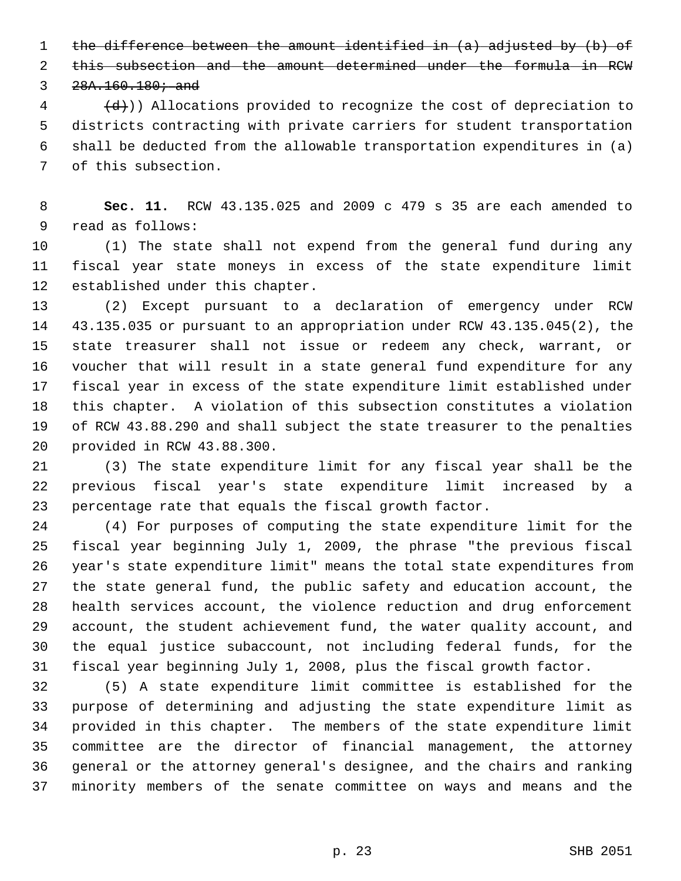~~the difference between the amount identified in (a) adjusted by (b) of this subsection and the amount determined under the formula in RCW 28A.160.180; and~~

~~(d)~~)) Allocations provided to recognize the cost of depreciation to districts contracting with private carriers for student transportation shall be deducted from the allowable transportation expenditures in (a) of this subsection.

**Sec. 11.** RCW 43.135.025 and 2009 c 479 s 35 are each amended to read as follows:

(1) The state shall not expend from the general fund during any fiscal year state moneys in excess of the state expenditure limit established under this chapter.

(2) Except pursuant to a declaration of emergency under RCW 43.135.035 or pursuant to an appropriation under RCW 43.135.045(2), the state treasurer shall not issue or redeem any check, warrant, or voucher that will result in a state general fund expenditure for any fiscal year in excess of the state expenditure limit established under this chapter. A violation of this subsection constitutes a violation of RCW 43.88.290 and shall subject the state treasurer to the penalties provided in RCW 43.88.300.

(3) The state expenditure limit for any fiscal year shall be the previous fiscal year's state expenditure limit increased by a percentage rate that equals the fiscal growth factor.

(4) For purposes of computing the state expenditure limit for the fiscal year beginning July 1, 2009, the phrase "the previous fiscal year's state expenditure limit" means the total state expenditures from the state general fund, the public safety and education account, the health services account, the violence reduction and drug enforcement account, the student achievement fund, the water quality account, and the equal justice subaccount, not including federal funds, for the fiscal year beginning July 1, 2008, plus the fiscal growth factor.

(5) A state expenditure limit committee is established for the purpose of determining and adjusting the state expenditure limit as provided in this chapter. The members of the state expenditure limit committee are the director of financial management, the attorney general or the attorney general's designee, and the chairs and ranking minority members of the senate committee on ways and means and the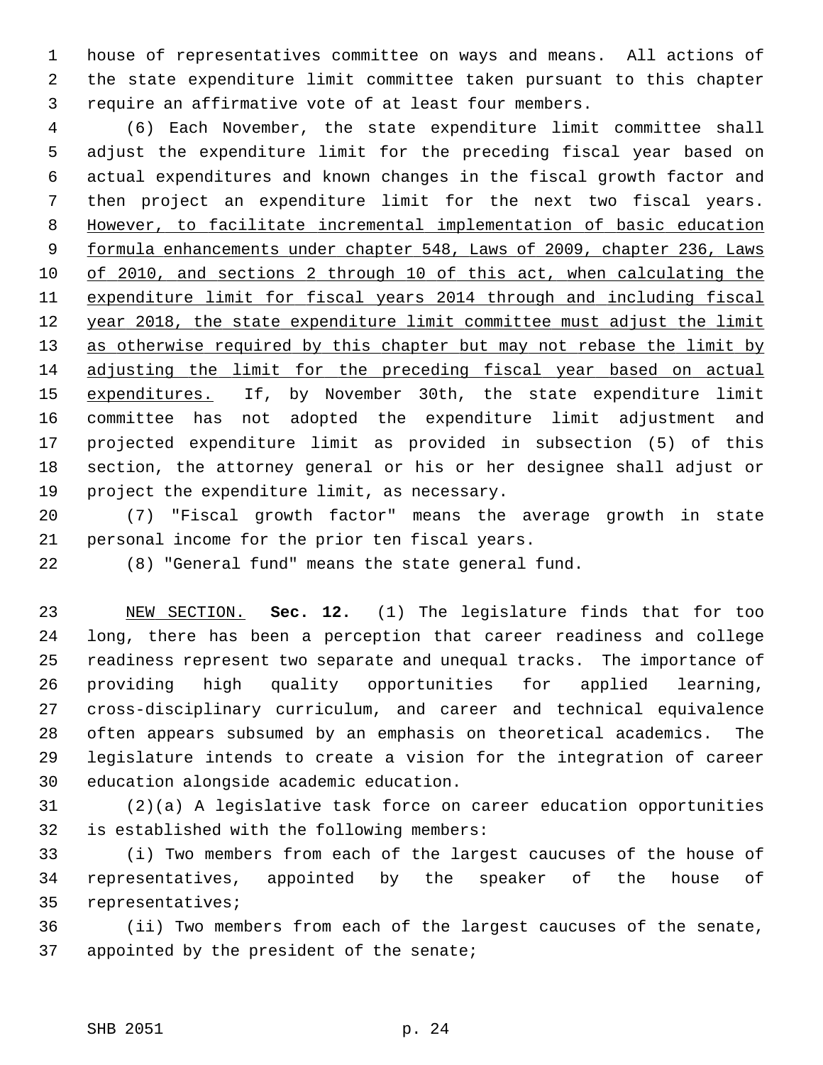house of representatives committee on ways and means. All actions of the state expenditure limit committee taken pursuant to this chapter require an affirmative vote of at least four members.

(6) Each November, the state expenditure limit committee shall adjust the expenditure limit for the preceding fiscal year based on actual expenditures and known changes in the fiscal growth factor and then project an expenditure limit for the next two fiscal years. <u>However, to facilitate incremental implementation of basic education formula enhancements under chapter 548, Laws of 2009, chapter 236, Laws of 2010, and sections 2 through 10 of this act, when calculating the expenditure limit for fiscal years 2014 through and including fiscal year 2018, the state expenditure limit committee must adjust the limit as otherwise required by this chapter but may not rebase the limit by adjusting the limit for the preceding fiscal year based on actual expenditures.</u> If, by November 30th, the state expenditure limit committee has not adopted the expenditure limit adjustment and projected expenditure limit as provided in subsection (5) of this section, the attorney general or his or her designee shall adjust or project the expenditure limit, as necessary.

(7) "Fiscal growth factor" means the average growth in state personal income for the prior ten fiscal years.

(8) "General fund" means the state general fund.

<u>NEW SECTION.</u> **Sec. 12.** (1) The legislature finds that for too long, there has been a perception that career readiness and college readiness represent two separate and unequal tracks. The importance of providing high quality opportunities for applied learning, cross-disciplinary curriculum, and career and technical equivalence often appears subsumed by an emphasis on theoretical academics. The legislature intends to create a vision for the integration of career education alongside academic education.

(2)(a) A legislative task force on career education opportunities is established with the following members:

(i) Two members from each of the largest caucuses of the house of representatives, appointed by the speaker of the house of representatives;

(ii) Two members from each of the largest caucuses of the senate, appointed by the president of the senate;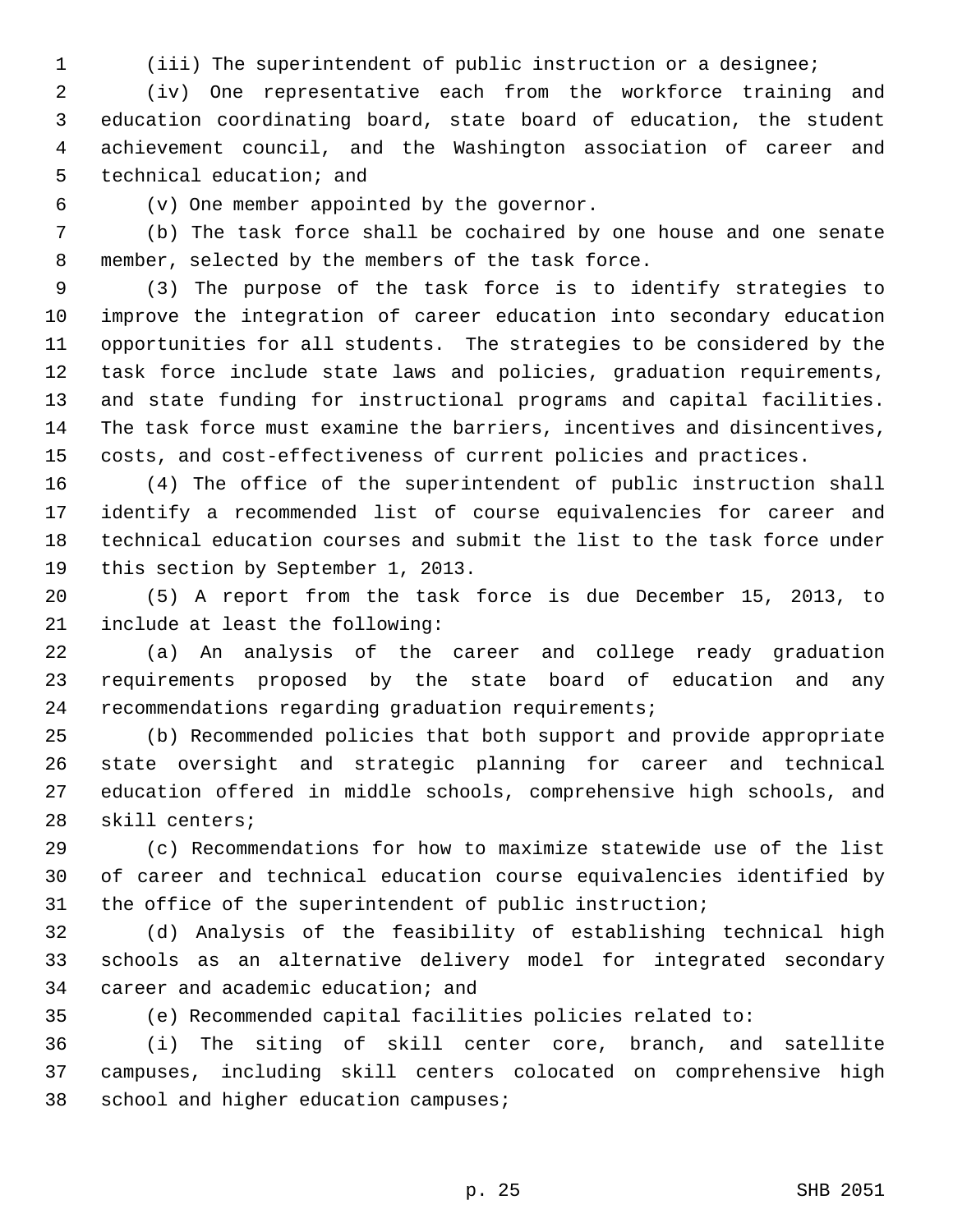(iii) The superintendent of public instruction or a designee;

(iv) One representative each from the workforce training and education coordinating board, state board of education, the student achievement council, and the Washington association of career and technical education; and

(v) One member appointed by the governor.

(b) The task force shall be cochaired by one house and one senate member, selected by the members of the task force.

(3) The purpose of the task force is to identify strategies to improve the integration of career education into secondary education opportunities for all students. The strategies to be considered by the task force include state laws and policies, graduation requirements, and state funding for instructional programs and capital facilities. The task force must examine the barriers, incentives and disincentives, costs, and cost-effectiveness of current policies and practices.

(4) The office of the superintendent of public instruction shall identify a recommended list of course equivalencies for career and technical education courses and submit the list to the task force under this section by September 1, 2013.

(5) A report from the task force is due December 15, 2013, to include at least the following:

(a) An analysis of the career and college ready graduation requirements proposed by the state board of education and any recommendations regarding graduation requirements;

(b) Recommended policies that both support and provide appropriate state oversight and strategic planning for career and technical education offered in middle schools, comprehensive high schools, and skill centers;

(c) Recommendations for how to maximize statewide use of the list of career and technical education course equivalencies identified by the office of the superintendent of public instruction;

(d) Analysis of the feasibility of establishing technical high schools as an alternative delivery model for integrated secondary career and academic education; and

(e) Recommended capital facilities policies related to:

(i) The siting of skill center core, branch, and satellite campuses, including skill centers colocated on comprehensive high school and higher education campuses;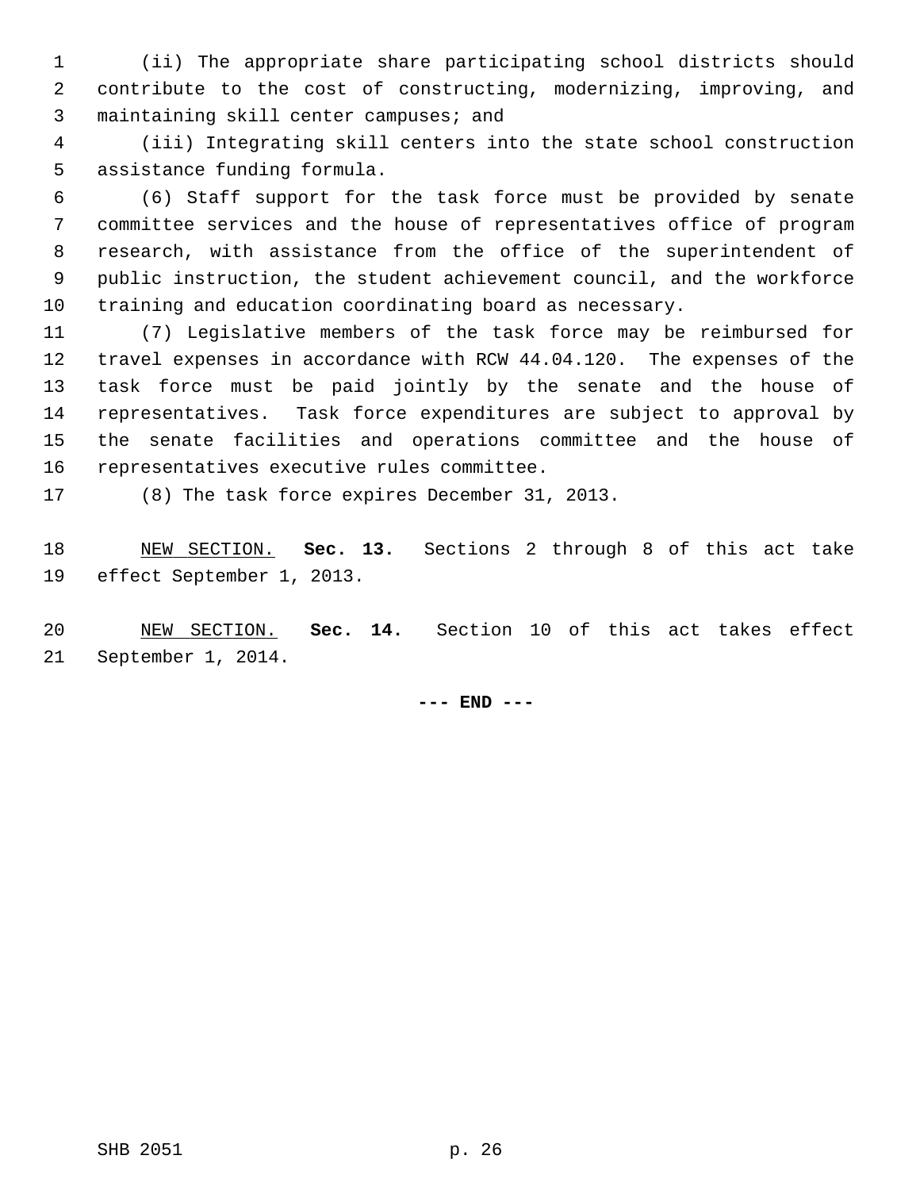(ii) The appropriate share participating school districts should contribute to the cost of constructing, modernizing, improving, and maintaining skill center campuses; and

(iii) Integrating skill centers into the state school construction assistance funding formula.

(6) Staff support for the task force must be provided by senate committee services and the house of representatives office of program research, with assistance from the office of the superintendent of public instruction, the student achievement council, and the workforce training and education coordinating board as necessary.

(7) Legislative members of the task force may be reimbursed for travel expenses in accordance with RCW 44.04.120. The expenses of the task force must be paid jointly by the senate and the house of representatives. Task force expenditures are subject to approval by the senate facilities and operations committee and the house of representatives executive rules committee.

(8) The task force expires December 31, 2013.

NEW SECTION. **Sec. 13.** Sections 2 through 8 of this act take effect September 1, 2013.

NEW SECTION. **Sec. 14.** Section 10 of this act takes effect September 1, 2014.

**--- END ---**